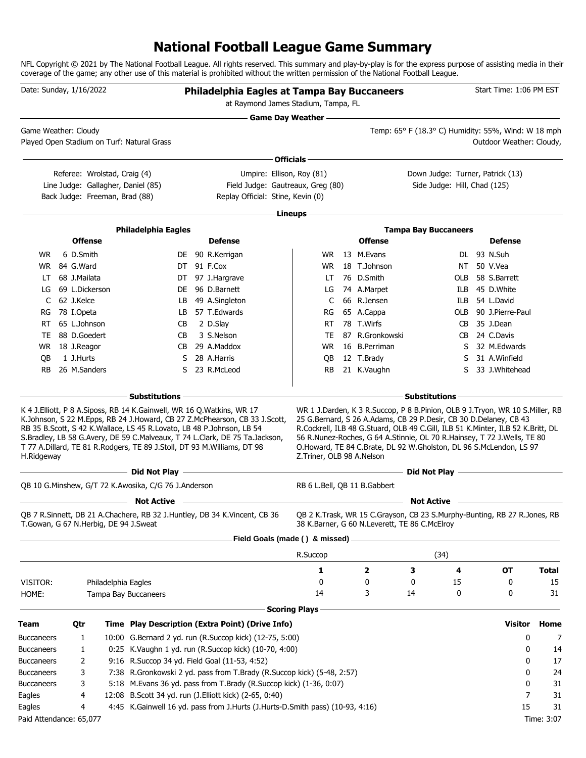# National Football League Game Summary

NFL Copyright © 2021 by The National Football League. All rights reserved. This summary and play-by-play is for the express purpose of assisting media in their coverage of the game; any other use of this material is prohibited without the written permission of the National Football League.

Date: Sunday, 1/16/2022

**Philadelphia Eagles at Tampa Bay Buccaneers**
at Raymond James Stadium, Tampa, FL

Start Time: 1:06 PM EST

## Game Day Weather

Game Weather: Cloudy
Temp: 65° F (18.3° C) Humidity: 55%, Wind: W 18 mph
Played Open Stadium on Turf: Natural Grass
Outdoor Weather: Cloudy,

## Officials

Referee: Wrolstad, Craig (4)
Umpire: Ellison, Roy (81)
Down Judge: Turner, Patrick (13)
Line Judge: Gallagher, Daniel (85)
Field Judge: Gautreaux, Greg (80)
Side Judge: Hill, Chad (125)
Back Judge: Freeman, Brad (88)
Replay Official: Stine, Kevin (0)

## Lineups

### Philadelphia Eagles

| Offense | | | Defense | | |
|---|---|---|---|---|---|
| WR | 6 | D.Smith | DE | 90 | R.Kerrigan |
| WR | 84 | G.Ward | DT | 91 | F.Cox |
| LT | 68 | J.Mailata | DT | 97 | J.Hargrave |
| LG | 69 | L.Dickerson | DE | 96 | D.Barnett |
| C | 62 | J.Kelce | LB | 49 | A.Singleton |
| RG | 78 | I.Opeta | LB | 57 | T.Edwards |
| RT | 65 | L.Johnson | CB | 2 | D.Slay |
| TE | 88 | D.Goedert | CB | 3 | S.Nelson |
| WR | 18 | J.Reagor | CB | 29 | A.Maddox |
| QB | 1 | J.Hurts | S | 28 | A.Harris |
| RB | 26 | M.Sanders | S | 23 | R.McLeod |

### Tampa Bay Buccaneers

| Offense | | | Defense | | |
|---|---|---|---|---|---|
| WR | 13 | M.Evans | DL | 93 | N.Suh |
| WR | 18 | T.Johnson | NT | 50 | V.Vea |
| LT | 76 | D.Smith | OLB | 58 | S.Barrett |
| LG | 74 | A.Marpet | ILB | 45 | D.White |
| C | 66 | R.Jensen | ILB | 54 | L.David |
| RG | 65 | A.Cappa | OLB | 90 | J.Pierre-Paul |
| RT | 78 | T.Wirfs | CB | 35 | J.Dean |
| TE | 87 | R.Gronkowski | CB | 24 | C.Davis |
| WR | 16 | B.Perriman | S | 32 | M.Edwards |
| QB | 12 | T.Brady | S | 31 | A.Winfield |
| RB | 21 | K.Vaughn | S | 33 | J.Whitehead |

### Substitutions

**Philadelphia Eagles:** K 4 J.Elliott, P 8 A.Siposs, RB 14 K.Gainwell, WR 16 Q.Watkins, WR 17 K.Johnson, S 22 M.Epps, RB 24 J.Howard, CB 27 Z.McPhearson, CB 33 J.Scott, RB 35 B.Scott, S 42 K.Wallace, LS 45 R.Lovato, LB 48 P.Johnson, LB 54 S.Bradley, LB 58 G.Avery, DE 59 C.Malveaux, T 74 L.Clark, DE 75 Ta.Jackson, T 77 A.Dillard, TE 81 R.Rodgers, TE 89 J.Stoll, DT 93 M.Williams, DT 98 H.Ridgeway

**Tampa Bay Buccaneers:** WR 1 J.Darden, K 3 R.Succop, P 8 B.Pinion, OLB 9 J.Tryon, WR 10 S.Miller, RB 25 G.Bernard, S 26 A.Adams, CB 29 P.Desir, CB 30 D.Delaney, CB 43 R.Cockrell, ILB 48 G.Stuard, OLB 49 C.Gill, ILB 51 K.Minter, ILB 52 K.Britt, DL 56 R.Nunez-Roches, G 64 A.Stinnie, OL 70 R.Hainsey, T 72 J.Wells, TE 80 O.Howard, TE 84 C.Brate, DL 92 W.Gholston, DL 96 S.McLendon, LS 97 Z.Triner, OLB 98 A.Nelson

### Did Not Play

**Philadelphia Eagles:** QB 10 G.Minshew, G/T 72 K.Awosika, C/G 76 J.Anderson

**Tampa Bay Buccaneers:** RB 6 L.Bell, QB 11 B.Gabbert

### Not Active

**Philadelphia Eagles:** QB 7 R.Sinnett, DB 21 A.Chachere, RB 32 J.Huntley, DB 34 K.Vincent, CB 36 T.Gowan, G 67 N.Herbig, DE 94 J.Sweat

**Tampa Bay Buccaneers:** QB 2 K.Trask, WR 15 C.Grayson, CB 23 S.Murphy-Bunting, RB 27 R.Jones, RB 38 K.Barner, G 60 N.Leverett, TE 86 C.McElroy

## Field Goals (made ( ) & missed)

R.Succop (34)

| | | 1 | 2 | 3 | 4 | OT | Total |
|---|---|---|---|---|---|---|---|
| VISITOR: | Philadelphia Eagles | 0 | 0 | 0 | 15 | 0 | 15 |
| HOME: | Tampa Bay Buccaneers | 14 | 3 | 14 | 0 | 0 | 31 |

## Scoring Plays

| Team | Qtr | Time | Play Description (Extra Point) (Drive Info) | Visitor | Home |
|---|---|---|---|---|---|
| Buccaneers | 1 | 10:00 | G.Bernard 2 yd. run (R.Succop kick) (12-75, 5:00) | 0 | 7 |
| Buccaneers | 1 | 0:25 | K.Vaughn 1 yd. run (R.Succop kick) (10-70, 4:00) | 0 | 14 |
| Buccaneers | 2 | 9:16 | R.Succop 34 yd. Field Goal (11-53, 4:52) | 0 | 17 |
| Buccaneers | 3 | 7:38 | R.Gronkowski 2 yd. pass from T.Brady (R.Succop kick) (5-48, 2:57) | 0 | 24 |
| Buccaneers | 3 | 5:18 | M.Evans 36 yd. pass from T.Brady (R.Succop kick) (1-36, 0:07) | 0 | 31 |
| Eagles | 4 | 12:08 | B.Scott 34 yd. run (J.Elliott kick) (2-65, 0:40) | 7 | 31 |
| Eagles | 4 | 4:45 | K.Gainwell 16 yd. pass from J.Hurts (J.Hurts-D.Smith pass) (10-93, 4:16) | 15 | 31 |

Paid Attendance: 65,077

Time: 3:07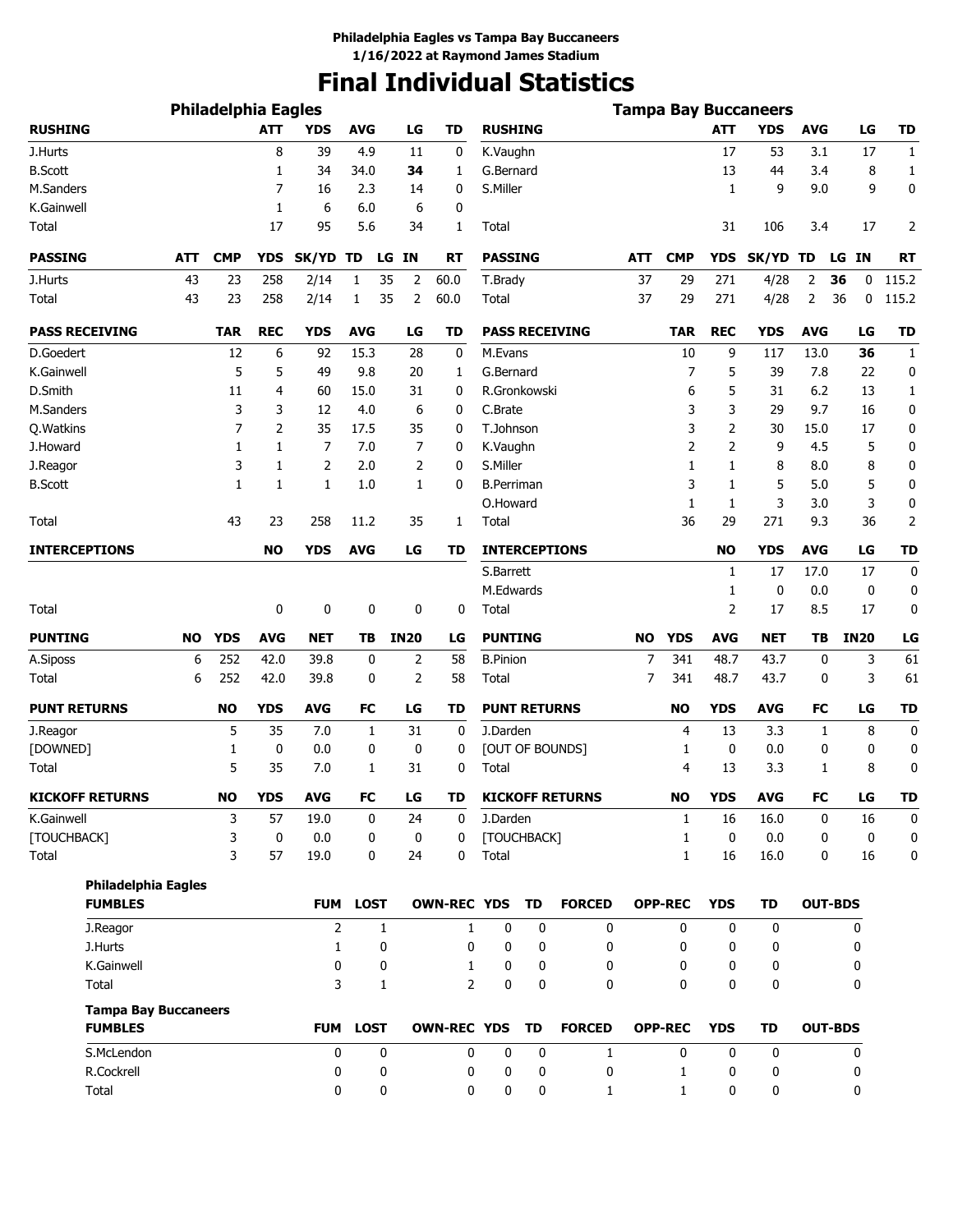**Philadelphia Eagles vs Tampa Bay Buccaneers**
**1/16/2022 at Raymond James Stadium**

# Final Individual Statistics

## Philadelphia Eagles

| RUSHING | ATT | YDS | AVG | LG | TD |
|---|---|---|---|---|---|
| J.Hurts | 8 | 39 | 4.9 | 11 | 0 |
| B.Scott | 1 | 34 | 34.0 | **34** | 1 |
| M.Sanders | 7 | 16 | 2.3 | 14 | 0 |
| K.Gainwell | 1 | 6 | 6.0 | 6 | 0 |
| Total | 17 | 95 | 5.6 | 34 | 1 |

| PASSING | ATT | CMP | YDS | SK/YD | TD | LG | IN | RT |
|---|---|---|---|---|---|---|---|---|
| J.Hurts | 43 | 23 | 258 | 2/14 | 1 | 35 | 2 | 60.0 |
| Total | 43 | 23 | 258 | 2/14 | 1 | 35 | 2 | 60.0 |

| PASS RECEIVING | TAR | REC | YDS | AVG | LG | TD |
|---|---|---|---|---|---|---|
| D.Goedert | 12 | 6 | 92 | 15.3 | 28 | 0 |
| K.Gainwell | 5 | 5 | 49 | 9.8 | 20 | 1 |
| D.Smith | 11 | 4 | 60 | 15.0 | 31 | 0 |
| M.Sanders | 3 | 3 | 12 | 4.0 | 6 | 0 |
| Q.Watkins | 7 | 2 | 35 | 17.5 | 35 | 0 |
| J.Howard | 1 | 1 | 7 | 7.0 | 7 | 0 |
| J.Reagor | 3 | 1 | 2 | 2.0 | 2 | 0 |
| B.Scott | 1 | 1 | 1 | 1.0 | 1 | 0 |
| Total | 43 | 23 | 258 | 11.2 | 35 | 1 |

| INTERCEPTIONS | NO | YDS | AVG | LG | TD |
|---|---|---|---|---|---|
| Total | 0 | 0 | 0 | 0 | 0 |

| PUNTING | NO | YDS | AVG | NET | TB | IN20 | LG |
|---|---|---|---|---|---|---|---|
| A.Siposs | 6 | 252 | 42.0 | 39.8 | 0 | 2 | 58 |
| Total | 6 | 252 | 42.0 | 39.8 | 0 | 2 | 58 |

| PUNT RETURNS | NO | YDS | AVG | FC | LG | TD |
|---|---|---|---|---|---|---|
| J.Reagor | 5 | 35 | 7.0 | 1 | 31 | 0 |
| [DOWNED] | 1 | 0 | 0.0 | 0 | 0 | 0 |
| Total | 5 | 35 | 7.0 | 1 | 31 | 0 |

| KICKOFF RETURNS | NO | YDS | AVG | FC | LG | TD |
|---|---|---|---|---|---|---|
| K.Gainwell | 3 | 57 | 19.0 | 0 | 24 | 0 |
| [TOUCHBACK] | 3 | 0 | 0.0 | 0 | 0 | 0 |
| Total | 3 | 57 | 19.0 | 0 | 24 | 0 |

## Tampa Bay Buccaneers

| RUSHING | ATT | YDS | AVG | LG | TD |
|---|---|---|---|---|---|
| K.Vaughn | 17 | 53 | 3.1 | 17 | 1 |
| G.Bernard | 13 | 44 | 3.4 | 8 | 1 |
| S.Miller | 1 | 9 | 9.0 | 9 | 0 |
| Total | 31 | 106 | 3.4 | 17 | 2 |

| PASSING | ATT | CMP | YDS | SK/YD | TD | LG | IN | RT |
|---|---|---|---|---|---|---|---|---|
| T.Brady | 37 | 29 | 271 | 4/28 | 2 | **36** | 0 | 115.2 |
| Total | 37 | 29 | 271 | 4/28 | 2 | 36 | 0 | 115.2 |

| PASS RECEIVING | TAR | REC | YDS | AVG | LG | TD |
|---|---|---|---|---|---|---|
| M.Evans | 10 | 9 | 117 | 13.0 | **36** | 1 |
| G.Bernard | 7 | 5 | 39 | 7.8 | 22 | 0 |
| R.Gronkowski | 6 | 5 | 31 | 6.2 | 13 | 1 |
| C.Brate | 3 | 3 | 29 | 9.7 | 16 | 0 |
| T.Johnson | 3 | 2 | 30 | 15.0 | 17 | 0 |
| K.Vaughn | 2 | 2 | 9 | 4.5 | 5 | 0 |
| S.Miller | 1 | 1 | 8 | 8.0 | 8 | 0 |
| B.Perriman | 3 | 1 | 5 | 5.0 | 5 | 0 |
| O.Howard | 1 | 1 | 3 | 3.0 | 3 | 0 |
| Total | 36 | 29 | 271 | 9.3 | 36 | 2 |

| INTERCEPTIONS | NO | YDS | AVG | LG | TD |
|---|---|---|---|---|---|
| S.Barrett | 1 | 17 | 17.0 | 17 | 0 |
| M.Edwards | 1 | 0 | 0.0 | 0 | 0 |
| Total | 2 | 17 | 8.5 | 17 | 0 |

| PUNTING | NO | YDS | AVG | NET | TB | IN20 | LG |
|---|---|---|---|---|---|---|---|
| B.Pinion | 7 | 341 | 48.7 | 43.7 | 0 | 3 | 61 |
| Total | 7 | 341 | 48.7 | 43.7 | 0 | 3 | 61 |

| PUNT RETURNS | NO | YDS | AVG | FC | LG | TD |
|---|---|---|---|---|---|---|
| J.Darden | 4 | 13 | 3.3 | 1 | 8 | 0 |
| [OUT OF BOUNDS] | 1 | 0 | 0.0 | 0 | 0 | 0 |
| Total | 4 | 13 | 3.3 | 1 | 8 | 0 |

| KICKOFF RETURNS | NO | YDS | AVG | FC | LG | TD |
|---|---|---|---|---|---|---|
| J.Darden | 1 | 16 | 16.0 | 0 | 16 | 0 |
| [TOUCHBACK] | 1 | 0 | 0.0 | 0 | 0 | 0 |
| Total | 1 | 16 | 16.0 | 0 | 16 | 0 |

## Philadelphia Eagles

| FUMBLES | FUM | LOST | OWN-REC | YDS | TD | FORCED | OPP-REC | YDS | TD | OUT-BDS |
|---|---|---|---|---|---|---|---|---|---|---|
| J.Reagor | 2 | 1 | 1 | 0 | 0 | 0 | 0 | 0 | 0 | 0 |
| J.Hurts | 1 | 0 | 0 | 0 | 0 | 0 | 0 | 0 | 0 | 0 |
| K.Gainwell | 0 | 0 | 1 | 0 | 0 | 0 | 0 | 0 | 0 | 0 |
| Total | 3 | 1 | 2 | 0 | 0 | 0 | 0 | 0 | 0 | 0 |

## Tampa Bay Buccaneers

| FUMBLES | FUM | LOST | OWN-REC | YDS | TD | FORCED | OPP-REC | YDS | TD | OUT-BDS |
|---|---|---|---|---|---|---|---|---|---|---|
| S.McLendon | 0 | 0 | 0 | 0 | 0 | 1 | 0 | 0 | 0 | 0 |
| R.Cockrell | 0 | 0 | 0 | 0 | 0 | 0 | 1 | 0 | 0 | 0 |
| Total | 0 | 0 | 0 | 0 | 0 | 1 | 1 | 0 | 0 | 0 |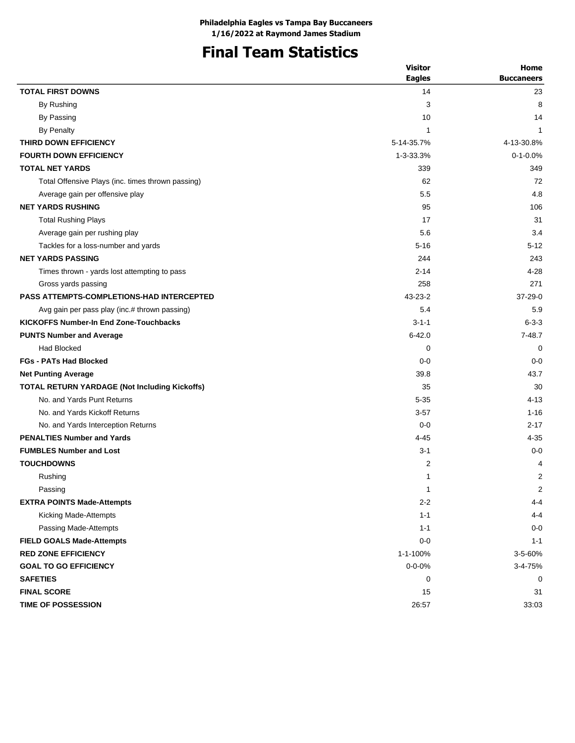**Philadelphia Eagles vs Tampa Bay Buccaneers**
**1/16/2022 at Raymond James Stadium**

# Final Team Statistics

| | Visitor<br>Eagles | Home<br>Buccaneers |
|---|---|---|
| **TOTAL FIRST DOWNS** | 14 | 23 |
| By Rushing | 3 | 8 |
| By Passing | 10 | 14 |
| By Penalty | 1 | 1 |
| **THIRD DOWN EFFICIENCY** | 5-14-35.7% | 4-13-30.8% |
| **FOURTH DOWN EFFICIENCY** | 1-3-33.3% | 0-1-0.0% |
| **TOTAL NET YARDS** | 339 | 349 |
| Total Offensive Plays (inc. times thrown passing) | 62 | 72 |
| Average gain per offensive play | 5.5 | 4.8 |
| **NET YARDS RUSHING** | 95 | 106 |
| Total Rushing Plays | 17 | 31 |
| Average gain per rushing play | 5.6 | 3.4 |
| Tackles for a loss-number and yards | 5-16 | 5-12 |
| **NET YARDS PASSING** | 244 | 243 |
| Times thrown - yards lost attempting to pass | 2-14 | 4-28 |
| Gross yards passing | 258 | 271 |
| **PASS ATTEMPTS-COMPLETIONS-HAD INTERCEPTED** | 43-23-2 | 37-29-0 |
| Avg gain per pass play (inc.# thrown passing) | 5.4 | 5.9 |
| **KICKOFFS Number-In End Zone-Touchbacks** | 3-1-1 | 6-3-3 |
| **PUNTS Number and Average** | 6-42.0 | 7-48.7 |
| Had Blocked | 0 | 0 |
| **FGs - PATs Had Blocked** | 0-0 | 0-0 |
| **Net Punting Average** | 39.8 | 43.7 |
| **TOTAL RETURN YARDAGE (Not Including Kickoffs)** | 35 | 30 |
| No. and Yards Punt Returns | 5-35 | 4-13 |
| No. and Yards Kickoff Returns | 3-57 | 1-16 |
| No. and Yards Interception Returns | 0-0 | 2-17 |
| **PENALTIES Number and Yards** | 4-45 | 4-35 |
| **FUMBLES Number and Lost** | 3-1 | 0-0 |
| **TOUCHDOWNS** | 2 | 4 |
| Rushing | 1 | 2 |
| Passing | 1 | 2 |
| **EXTRA POINTS Made-Attempts** | 2-2 | 4-4 |
| Kicking Made-Attempts | 1-1 | 4-4 |
| Passing Made-Attempts | 1-1 | 0-0 |
| **FIELD GOALS Made-Attempts** | 0-0 | 1-1 |
| **RED ZONE EFFICIENCY** | 1-1-100% | 3-5-60% |
| **GOAL TO GO EFFICIENCY** | 0-0-0% | 3-4-75% |
| **SAFETIES** | 0 | 0 |
| **FINAL SCORE** | 15 | 31 |
| **TIME OF POSSESSION** | 26:57 | 33:03 |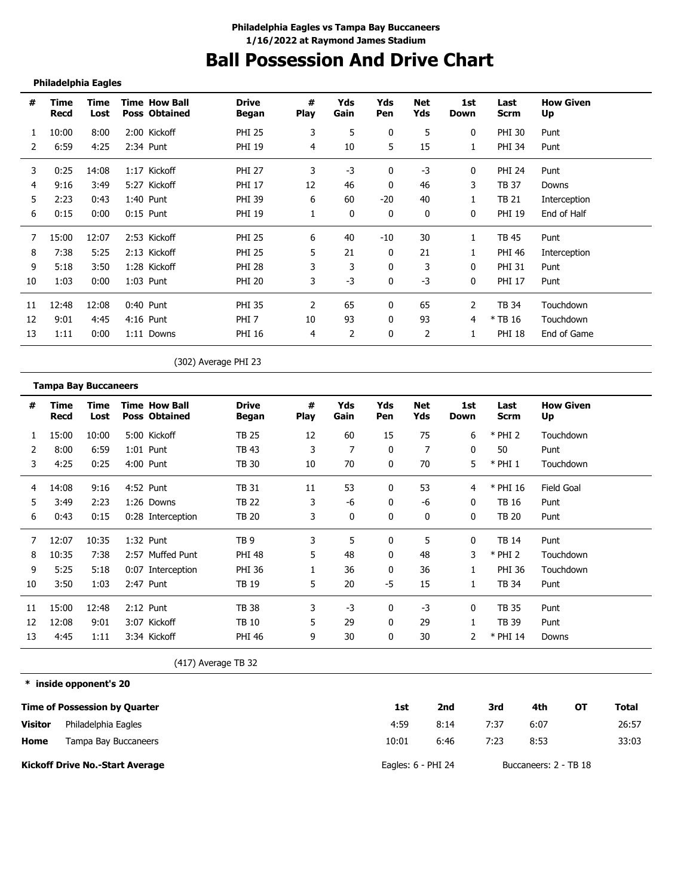**Philadelphia Eagles vs Tampa Bay Buccaneers**
**1/16/2022 at Raymond James Stadium**

# Ball Possession And Drive Chart

**Philadelphia Eagles**

| # | Time Recd | Time Lost | Time Poss | How Ball Obtained | Drive Began | # Play | Yds Gain | Yds Pen | Net Yds | 1st Down | Last Scrm | How Given Up |
|---|---|---|---|---|---|---|---|---|---|---|---|---|
| 1 | 10:00 | 8:00 | 2:00 | Kickoff | PHI 25 | 3 | 5 | 0 | 5 | 0 | PHI 30 | Punt |
| 2 | 6:59 | 4:25 | 2:34 | Punt | PHI 19 | 4 | 10 | 5 | 15 | 1 | PHI 34 | Punt |
| 3 | 0:25 | 14:08 | 1:17 | Kickoff | PHI 27 | 3 | -3 | 0 | -3 | 0 | PHI 24 | Punt |
| 4 | 9:16 | 3:49 | 5:27 | Kickoff | PHI 17 | 12 | 46 | 0 | 46 | 3 | TB 37 | Downs |
| 5 | 2:23 | 0:43 | 1:40 | Punt | PHI 39 | 6 | 60 | -20 | 40 | 1 | TB 21 | Interception |
| 6 | 0:15 | 0:00 | 0:15 | Punt | PHI 19 | 1 | 0 | 0 | 0 | 0 | PHI 19 | End of Half |
| 7 | 15:00 | 12:07 | 2:53 | Kickoff | PHI 25 | 6 | 40 | -10 | 30 | 1 | TB 45 | Punt |
| 8 | 7:38 | 5:25 | 2:13 | Kickoff | PHI 25 | 5 | 21 | 0 | 21 | 1 | PHI 46 | Interception |
| 9 | 5:18 | 3:50 | 1:28 | Kickoff | PHI 28 | 3 | 3 | 0 | 3 | 0 | PHI 31 | Punt |
| 10 | 1:03 | 0:00 | 1:03 | Punt | PHI 20 | 3 | -3 | 0 | -3 | 0 | PHI 17 | Punt |
| 11 | 12:48 | 12:08 | 0:40 | Punt | PHI 35 | 2 | 65 | 0 | 65 | 2 | TB 34 | Touchdown |
| 12 | 9:01 | 4:45 | 4:16 | Punt | PHI 7 | 10 | 93 | 0 | 93 | 4 | * TB 16 | Touchdown |
| 13 | 1:11 | 0:00 | 1:11 | Downs | PHI 16 | 4 | 2 | 0 | 2 | 1 | PHI 18 | End of Game |

(302) Average PHI 23

**Tampa Bay Buccaneers**

| # | Time Recd | Time Lost | Time Poss | How Ball Obtained | Drive Began | # Play | Yds Gain | Yds Pen | Net Yds | 1st Down | Last Scrm | How Given Up |
|---|---|---|---|---|---|---|---|---|---|---|---|---|
| 1 | 15:00 | 10:00 | 5:00 | Kickoff | TB 25 | 12 | 60 | 15 | 75 | 6 | * PHI 2 | Touchdown |
| 2 | 8:00 | 6:59 | 1:01 | Punt | TB 43 | 3 | 7 | 0 | 7 | 0 | 50 | Punt |
| 3 | 4:25 | 0:25 | 4:00 | Punt | TB 30 | 10 | 70 | 0 | 70 | 5 | * PHI 1 | Touchdown |
| 4 | 14:08 | 9:16 | 4:52 | Punt | TB 31 | 11 | 53 | 0 | 53 | 4 | * PHI 16 | Field Goal |
| 5 | 3:49 | 2:23 | 1:26 | Downs | TB 22 | 3 | -6 | 0 | -6 | 0 | TB 16 | Punt |
| 6 | 0:43 | 0:15 | 0:28 | Interception | TB 20 | 3 | 0 | 0 | 0 | 0 | TB 20 | Punt |
| 7 | 12:07 | 10:35 | 1:32 | Punt | TB 9 | 3 | 5 | 0 | 5 | 0 | TB 14 | Punt |
| 8 | 10:35 | 7:38 | 2:57 | Muffed Punt | PHI 48 | 5 | 48 | 0 | 48 | 3 | * PHI 2 | Touchdown |
| 9 | 5:25 | 5:18 | 0:07 | Interception | PHI 36 | 1 | 36 | 0 | 36 | 1 | PHI 36 | Touchdown |
| 10 | 3:50 | 1:03 | 2:47 | Punt | TB 19 | 5 | 20 | -5 | 15 | 1 | TB 34 | Punt |
| 11 | 15:00 | 12:48 | 2:12 | Punt | TB 38 | 3 | -3 | 0 | -3 | 0 | TB 35 | Punt |
| 12 | 12:08 | 9:01 | 3:07 | Kickoff | TB 10 | 5 | 29 | 0 | 29 | 1 | TB 39 | Punt |
| 13 | 4:45 | 1:11 | 3:34 | Kickoff | PHI 46 | 9 | 30 | 0 | 30 | 2 | * PHI 14 | Downs |

(417) Average TB 32

**\* inside opponent's 20**

| Time of Possession by Quarter | | 1st | 2nd | 3rd | 4th | OT | Total |
|---|---|---|---|---|---|---|---|
| **Visitor** | Philadelphia Eagles | 4:59 | 8:14 | 7:37 | 6:07 | | 26:57 |
| **Home** | Tampa Bay Buccaneers | 10:01 | 6:46 | 7:23 | 8:53 | | 33:03 |

**Kickoff Drive No.-Start Average** — Eagles: 6 - PHI 24 — Buccaneers: 2 - TB 18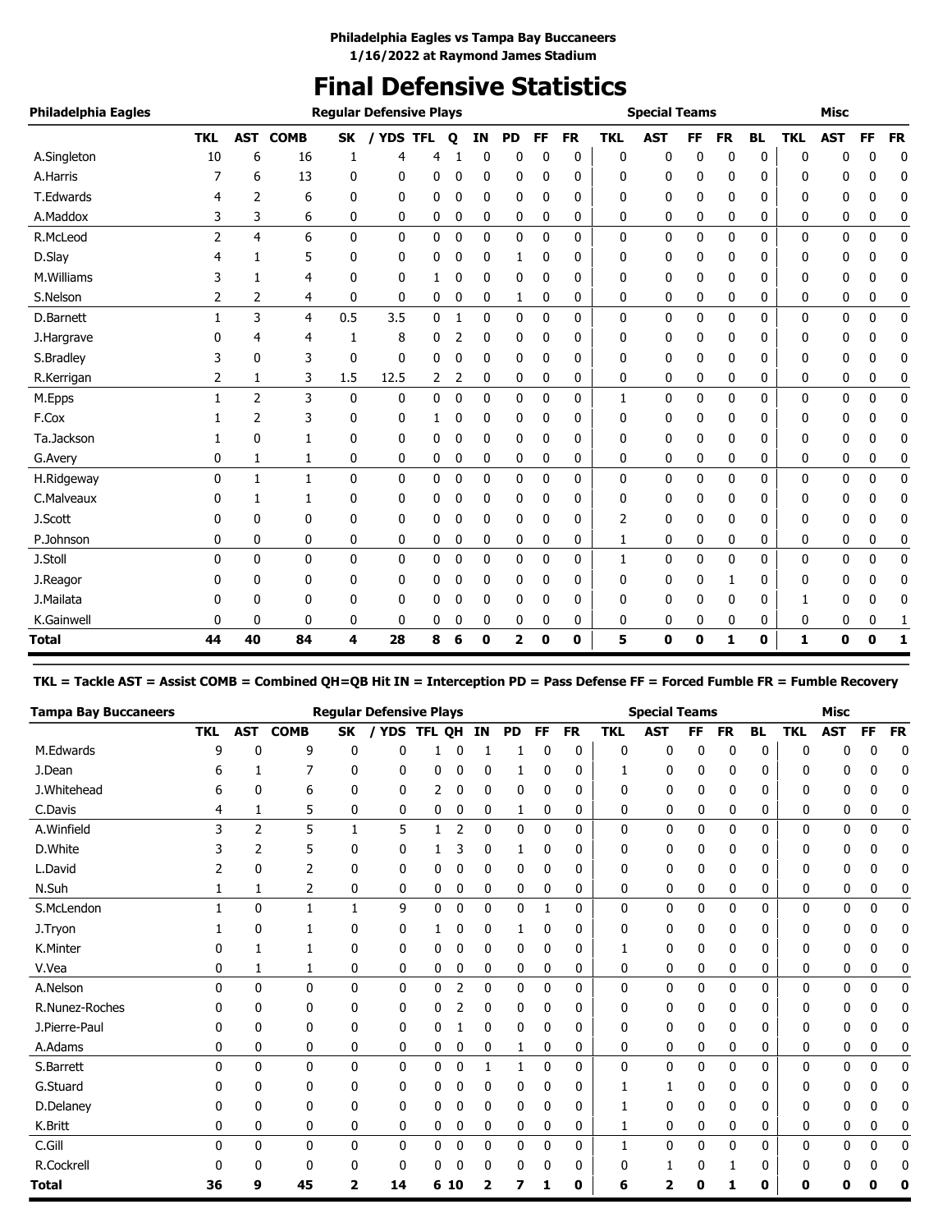**Philadelphia Eagles vs Tampa Bay Buccaneers**
**1/16/2022 at Raymond James Stadium**

# Final Defensive Statistics

| Philadelphia Eagles | Regular Defensive Plays | | | | | | | | | | | Special Teams | | | | | Misc | | | |
|---|---|---|---|---|---|---|---|---|---|---|---|---|---|---|---|---|---|---|---|---|
| | TKL | AST | COMB | SK | / YDS | TFL | Q | IN | PD | FF | FR | TKL | AST | FF | FR | BL | TKL | AST | FF | FR |
| A.Singleton | 10 | 6 | 16 | 1 | 4 | 4 | 1 | 0 | 0 | 0 | 0 | 0 | 0 | 0 | 0 | 0 | 0 | 0 | 0 | 0 |
| A.Harris | 7 | 6 | 13 | 0 | 0 | 0 | 0 | 0 | 0 | 0 | 0 | 0 | 0 | 0 | 0 | 0 | 0 | 0 | 0 | 0 |
| T.Edwards | 4 | 2 | 6 | 0 | 0 | 0 | 0 | 0 | 0 | 0 | 0 | 0 | 0 | 0 | 0 | 0 | 0 | 0 | 0 | 0 |
| A.Maddox | 3 | 3 | 6 | 0 | 0 | 0 | 0 | 0 | 0 | 0 | 0 | 0 | 0 | 0 | 0 | 0 | 0 | 0 | 0 | 0 |
| R.McLeod | 2 | 4 | 6 | 0 | 0 | 0 | 0 | 0 | 0 | 0 | 0 | 0 | 0 | 0 | 0 | 0 | 0 | 0 | 0 | 0 |
| D.Slay | 4 | 1 | 5 | 0 | 0 | 0 | 0 | 0 | 1 | 0 | 0 | 0 | 0 | 0 | 0 | 0 | 0 | 0 | 0 | 0 |
| M.Williams | 3 | 1 | 4 | 0 | 0 | 1 | 0 | 0 | 0 | 0 | 0 | 0 | 0 | 0 | 0 | 0 | 0 | 0 | 0 | 0 |
| S.Nelson | 2 | 2 | 4 | 0 | 0 | 0 | 0 | 0 | 1 | 0 | 0 | 0 | 0 | 0 | 0 | 0 | 0 | 0 | 0 | 0 |
| D.Barnett | 1 | 3 | 4 | 0.5 | 3.5 | 0 | 1 | 0 | 0 | 0 | 0 | 0 | 0 | 0 | 0 | 0 | 0 | 0 | 0 | 0 |
| J.Hargrave | 0 | 4 | 4 | 1 | 8 | 0 | 2 | 0 | 0 | 0 | 0 | 0 | 0 | 0 | 0 | 0 | 0 | 0 | 0 | 0 |
| S.Bradley | 3 | 0 | 3 | 0 | 0 | 0 | 0 | 0 | 0 | 0 | 0 | 0 | 0 | 0 | 0 | 0 | 0 | 0 | 0 | 0 |
| R.Kerrigan | 2 | 1 | 3 | 1.5 | 12.5 | 2 | 2 | 0 | 0 | 0 | 0 | 0 | 0 | 0 | 0 | 0 | 0 | 0 | 0 | 0 |
| M.Epps | 1 | 2 | 3 | 0 | 0 | 0 | 0 | 0 | 0 | 0 | 0 | 1 | 0 | 0 | 0 | 0 | 0 | 0 | 0 | 0 |
| F.Cox | 1 | 2 | 3 | 0 | 0 | 1 | 0 | 0 | 0 | 0 | 0 | 0 | 0 | 0 | 0 | 0 | 0 | 0 | 0 | 0 |
| Ta.Jackson | 1 | 0 | 1 | 0 | 0 | 0 | 0 | 0 | 0 | 0 | 0 | 0 | 0 | 0 | 0 | 0 | 0 | 0 | 0 | 0 |
| G.Avery | 0 | 1 | 1 | 0 | 0 | 0 | 0 | 0 | 0 | 0 | 0 | 0 | 0 | 0 | 0 | 0 | 0 | 0 | 0 | 0 |
| H.Ridgeway | 0 | 1 | 1 | 0 | 0 | 0 | 0 | 0 | 0 | 0 | 0 | 0 | 0 | 0 | 0 | 0 | 0 | 0 | 0 | 0 |
| C.Malveaux | 0 | 1 | 1 | 0 | 0 | 0 | 0 | 0 | 0 | 0 | 0 | 0 | 0 | 0 | 0 | 0 | 0 | 0 | 0 | 0 |
| J.Scott | 0 | 0 | 0 | 0 | 0 | 0 | 0 | 0 | 0 | 0 | 0 | 2 | 0 | 0 | 0 | 0 | 0 | 0 | 0 | 0 |
| P.Johnson | 0 | 0 | 0 | 0 | 0 | 0 | 0 | 0 | 0 | 0 | 0 | 1 | 0 | 0 | 0 | 0 | 0 | 0 | 0 | 0 |
| J.Stoll | 0 | 0 | 0 | 0 | 0 | 0 | 0 | 0 | 0 | 0 | 0 | 1 | 0 | 0 | 0 | 0 | 0 | 0 | 0 | 0 |
| J.Reagor | 0 | 0 | 0 | 0 | 0 | 0 | 0 | 0 | 0 | 0 | 0 | 0 | 0 | 0 | 1 | 0 | 0 | 0 | 0 | 0 |
| J.Mailata | 0 | 0 | 0 | 0 | 0 | 0 | 0 | 0 | 0 | 0 | 0 | 0 | 0 | 0 | 0 | 0 | 1 | 0 | 0 | 0 |
| K.Gainwell | 0 | 0 | 0 | 0 | 0 | 0 | 0 | 0 | 0 | 0 | 0 | 0 | 0 | 0 | 0 | 0 | 0 | 0 | 0 | 1 |
| **Total** | **44** | **40** | **84** | **4** | **28** | **8** | **6** | **0** | **2** | **0** | **0** | **5** | **0** | **0** | **1** | **0** | **1** | **0** | **0** | **1** |

**TKL = Tackle AST = Assist COMB = Combined QH=QB Hit IN = Interception PD = Pass Defense FF = Forced Fumble FR = Fumble Recovery**

| Tampa Bay Buccaneers | Regular Defensive Plays | | | | | | | | | | | Special Teams | | | | | Misc | | | |
|---|---|---|---|---|---|---|---|---|---|---|---|---|---|---|---|---|---|---|---|---|
| | TKL | AST | COMB | SK | / YDS | TFL | QH | IN | PD | FF | FR | TKL | AST | FF | FR | BL | TKL | AST | FF | FR |
| M.Edwards | 9 | 0 | 9 | 0 | 0 | 1 | 0 | 1 | 1 | 0 | 0 | 0 | 0 | 0 | 0 | 0 | 0 | 0 | 0 | 0 |
| J.Dean | 6 | 1 | 7 | 0 | 0 | 0 | 0 | 0 | 1 | 0 | 0 | 1 | 0 | 0 | 0 | 0 | 0 | 0 | 0 | 0 |
| J.Whitehead | 6 | 0 | 6 | 0 | 0 | 2 | 0 | 0 | 0 | 0 | 0 | 0 | 0 | 0 | 0 | 0 | 0 | 0 | 0 | 0 |
| C.Davis | 4 | 1 | 5 | 0 | 0 | 0 | 0 | 0 | 1 | 0 | 0 | 0 | 0 | 0 | 0 | 0 | 0 | 0 | 0 | 0 |
| A.Winfield | 3 | 2 | 5 | 1 | 5 | 1 | 2 | 0 | 0 | 0 | 0 | 0 | 0 | 0 | 0 | 0 | 0 | 0 | 0 | 0 |
| D.White | 3 | 2 | 5 | 0 | 0 | 1 | 3 | 0 | 1 | 0 | 0 | 0 | 0 | 0 | 0 | 0 | 0 | 0 | 0 | 0 |
| L.David | 2 | 0 | 2 | 0 | 0 | 0 | 0 | 0 | 0 | 0 | 0 | 0 | 0 | 0 | 0 | 0 | 0 | 0 | 0 | 0 |
| N.Suh | 1 | 1 | 2 | 0 | 0 | 0 | 0 | 0 | 0 | 0 | 0 | 0 | 0 | 0 | 0 | 0 | 0 | 0 | 0 | 0 |
| S.McLendon | 1 | 0 | 1 | 1 | 9 | 0 | 0 | 0 | 0 | 1 | 0 | 0 | 0 | 0 | 0 | 0 | 0 | 0 | 0 | 0 |
| J.Tryon | 1 | 0 | 1 | 0 | 0 | 1 | 0 | 0 | 1 | 0 | 0 | 0 | 0 | 0 | 0 | 0 | 0 | 0 | 0 | 0 |
| K.Minter | 0 | 1 | 1 | 0 | 0 | 0 | 0 | 0 | 0 | 0 | 0 | 1 | 0 | 0 | 0 | 0 | 0 | 0 | 0 | 0 |
| V.Vea | 0 | 1 | 1 | 0 | 0 | 0 | 0 | 0 | 0 | 0 | 0 | 0 | 0 | 0 | 0 | 0 | 0 | 0 | 0 | 0 |
| A.Nelson | 0 | 0 | 0 | 0 | 0 | 0 | 2 | 0 | 0 | 0 | 0 | 0 | 0 | 0 | 0 | 0 | 0 | 0 | 0 | 0 |
| R.Nunez-Roches | 0 | 0 | 0 | 0 | 0 | 0 | 2 | 0 | 0 | 0 | 0 | 0 | 0 | 0 | 0 | 0 | 0 | 0 | 0 | 0 |
| J.Pierre-Paul | 0 | 0 | 0 | 0 | 0 | 0 | 1 | 0 | 0 | 0 | 0 | 0 | 0 | 0 | 0 | 0 | 0 | 0 | 0 | 0 |
| A.Adams | 0 | 0 | 0 | 0 | 0 | 0 | 0 | 0 | 1 | 0 | 0 | 0 | 0 | 0 | 0 | 0 | 0 | 0 | 0 | 0 |
| S.Barrett | 0 | 0 | 0 | 0 | 0 | 0 | 0 | 1 | 1 | 0 | 0 | 0 | 0 | 0 | 0 | 0 | 0 | 0 | 0 | 0 |
| G.Stuard | 0 | 0 | 0 | 0 | 0 | 0 | 0 | 0 | 0 | 0 | 0 | 1 | 1 | 0 | 0 | 0 | 0 | 0 | 0 | 0 |
| D.Delaney | 0 | 0 | 0 | 0 | 0 | 0 | 0 | 0 | 0 | 0 | 0 | 1 | 0 | 0 | 0 | 0 | 0 | 0 | 0 | 0 |
| K.Britt | 0 | 0 | 0 | 0 | 0 | 0 | 0 | 0 | 0 | 0 | 0 | 1 | 0 | 0 | 0 | 0 | 0 | 0 | 0 | 0 |
| C.Gill | 0 | 0 | 0 | 0 | 0 | 0 | 0 | 0 | 0 | 0 | 0 | 1 | 0 | 0 | 0 | 0 | 0 | 0 | 0 | 0 |
| R.Cockrell | 0 | 0 | 0 | 0 | 0 | 0 | 0 | 0 | 0 | 0 | 0 | 0 | 1 | 0 | 1 | 0 | 0 | 0 | 0 | 0 |
| **Total** | **36** | **9** | **45** | **2** | **14** | **6** | **10** | **2** | **7** | **1** | **0** | **6** | **2** | **0** | **1** | **0** | **0** | **0** | **0** | **0** |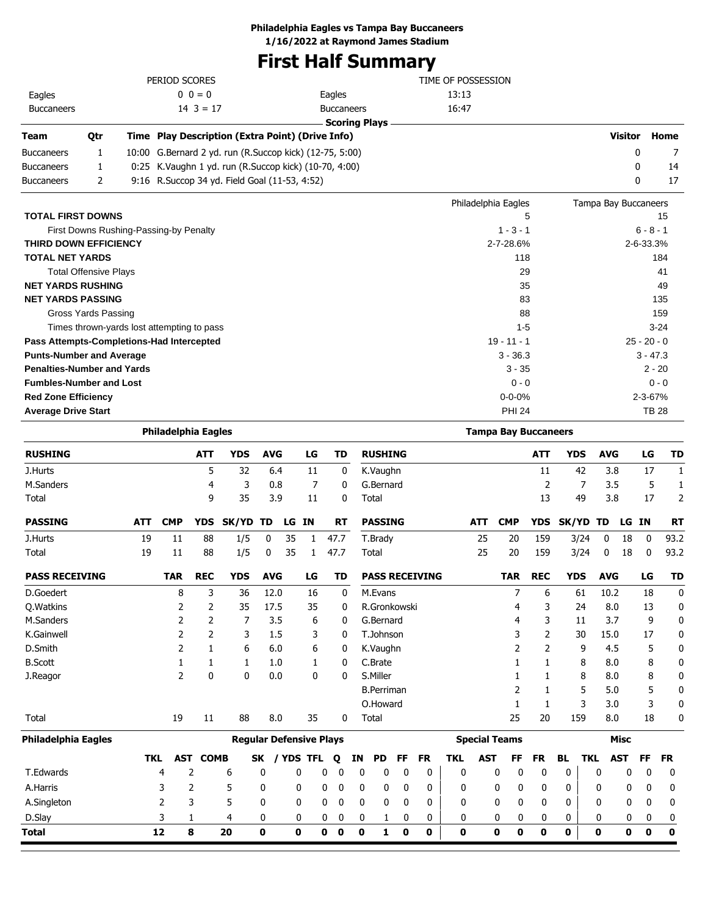**Philadelphia Eagles vs Tampa Bay Buccaneers**
**1/16/2022 at Raymond James Stadium**

# First Half Summary

| PERIOD SCORES | | | TIME OF POSSESSION |
|---|---|---|---|
| Eagles | 0 0 = 0 | Eagles | 13:13 |
| Buccaneers | 14 3 = 17 | Buccaneers | 16:47 |

**Scoring Plays**

| Team | Qtr | Time | Play Description (Extra Point) (Drive Info) | Visitor | Home |
|---|---|---|---|---|---|
| Buccaneers | 1 | 10:00 | G.Bernard 2 yd. run (R.Succop kick) (12-75, 5:00) | 0 | 7 |
| Buccaneers | 1 | 0:25 | K.Vaughn 1 yd. run (R.Succop kick) (10-70, 4:00) | 0 | 14 |
| Buccaneers | 2 | 9:16 | R.Succop 34 yd. Field Goal (11-53, 4:52) | 0 | 17 |

| | Philadelphia Eagles | Tampa Bay Buccaneers |
|---|---|---|
| **TOTAL FIRST DOWNS** | 5 | 15 |
| First Downs Rushing-Passing-by Penalty | 1 - 3 - 1 | 6 - 8 - 1 |
| **THIRD DOWN EFFICIENCY** | 2-7-28.6% | 2-6-33.3% |
| **TOTAL NET YARDS** | 118 | 184 |
| Total Offensive Plays | 29 | 41 |
| **NET YARDS RUSHING** | 35 | 49 |
| **NET YARDS PASSING** | 83 | 135 |
| Gross Yards Passing | 88 | 159 |
| Times thrown-yards lost attempting to pass | 1-5 | 3-24 |
| **Pass Attempts-Completions-Had Intercepted** | 19 - 11 - 1 | 25 - 20 - 0 |
| **Punts-Number and Average** | 3 - 36.3 | 3 - 47.3 |
| **Penalties-Number and Yards** | 3 - 35 | 2 - 20 |
| **Fumbles-Number and Lost** | 0 - 0 | 0 - 0 |
| **Red Zone Efficiency** | 0-0-0% | 2-3-67% |
| **Average Drive Start** | PHI 24 | TB 28 |

**Philadelphia Eagles**

| RUSHING | ATT | YDS | AVG | LG | TD |
|---|---|---|---|---|---|
| J.Hurts | 5 | 32 | 6.4 | 11 | 0 |
| M.Sanders | 4 | 3 | 0.8 | 7 | 0 |
| Total | 9 | 35 | 3.9 | 11 | 0 |

| PASSING | ATT | CMP | YDS | SK/YD | TD | LG | IN | RT |
|---|---|---|---|---|---|---|---|---|
| J.Hurts | 19 | 11 | 88 | 1/5 | 0 | 35 | 1 | 47.7 |
| Total | 19 | 11 | 88 | 1/5 | 0 | 35 | 1 | 47.7 |

| PASS RECEIVING | TAR | REC | YDS | AVG | LG | TD |
|---|---|---|---|---|---|---|
| D.Goedert | 8 | 3 | 36 | 12.0 | 16 | 0 |
| Q.Watkins | 2 | 2 | 35 | 17.5 | 35 | 0 |
| M.Sanders | 2 | 2 | 7 | 3.5 | 6 | 0 |
| K.Gainwell | 2 | 2 | 3 | 1.5 | 3 | 0 |
| D.Smith | 2 | 1 | 6 | 6.0 | 6 | 0 |
| B.Scott | 1 | 1 | 1 | 1.0 | 1 | 0 |
| J.Reagor | 2 | 0 | 0 | 0.0 | 0 | 0 |
| Total | 19 | 11 | 88 | 8.0 | 35 | 0 |

**Tampa Bay Buccaneers**

| RUSHING | ATT | YDS | AVG | LG | TD |
|---|---|---|---|---|---|
| K.Vaughn | 11 | 42 | 3.8 | 17 | 1 |
| G.Bernard | 2 | 7 | 3.5 | 5 | 1 |
| Total | 13 | 49 | 3.8 | 17 | 2 |

| PASSING | ATT | CMP | YDS | SK/YD | TD | LG | IN | RT |
|---|---|---|---|---|---|---|---|---|
| T.Brady | 25 | 20 | 159 | 3/24 | 0 | 18 | 0 | 93.2 |
| Total | 25 | 20 | 159 | 3/24 | 0 | 18 | 0 | 93.2 |

| PASS RECEIVING | TAR | REC | YDS | AVG | LG | TD |
|---|---|---|---|---|---|---|
| M.Evans | 7 | 6 | 61 | 10.2 | 18 | 0 |
| R.Gronkowski | 4 | 3 | 24 | 8.0 | 13 | 0 |
| G.Bernard | 4 | 3 | 11 | 3.7 | 9 | 0 |
| T.Johnson | 3 | 2 | 30 | 15.0 | 17 | 0 |
| K.Vaughn | 2 | 2 | 9 | 4.5 | 5 | 0 |
| C.Brate | 1 | 1 | 8 | 8.0 | 8 | 0 |
| S.Miller | 1 | 1 | 8 | 8.0 | 8 | 0 |
| B.Perriman | 2 | 1 | 5 | 5.0 | 5 | 0 |
| O.Howard | 1 | 1 | 3 | 3.0 | 3 | 0 |
| Total | 25 | 20 | 159 | 8.0 | 18 | 0 |

**Philadelphia Eagles**

| | Regular Defensive Plays | | | | | | | | | | | | Special Teams | | | | | Misc | | | |
|---|---|---|---|---|---|---|---|---|---|---|---|---|---|---|---|---|---|---|---|---|---|
| | TKL | AST | COMB | SK | / YDS | TFL | Q | IN | PD | FF | FR | TKL | AST | FF | FR | BL | TKL | AST | FF | FR |
| T.Edwards | 4 | 2 | 6 | 0 | 0 | 0 | 0 | 0 | 0 | 0 | 0 | 0 | 0 | 0 | 0 | 0 | 0 | 0 | 0 | 0 |
| A.Harris | 3 | 2 | 5 | 0 | 0 | 0 | 0 | 0 | 0 | 0 | 0 | 0 | 0 | 0 | 0 | 0 | 0 | 0 | 0 | 0 |
| A.Singleton | 2 | 3 | 5 | 0 | 0 | 0 | 0 | 0 | 0 | 0 | 0 | 0 | 0 | 0 | 0 | 0 | 0 | 0 | 0 | 0 |
| D.Slay | 3 | 1 | 4 | 0 | 0 | 0 | 0 | 0 | 1 | 0 | 0 | 0 | 0 | 0 | 0 | 0 | 0 | 0 | 0 | 0 |
| **Total** | **12** | **8** | **20** | **0** | **0** | **0** | **0** | **0** | **1** | **0** | **0** | **0** | **0** | **0** | **0** | **0** | **0** | **0** | **0** | **0** |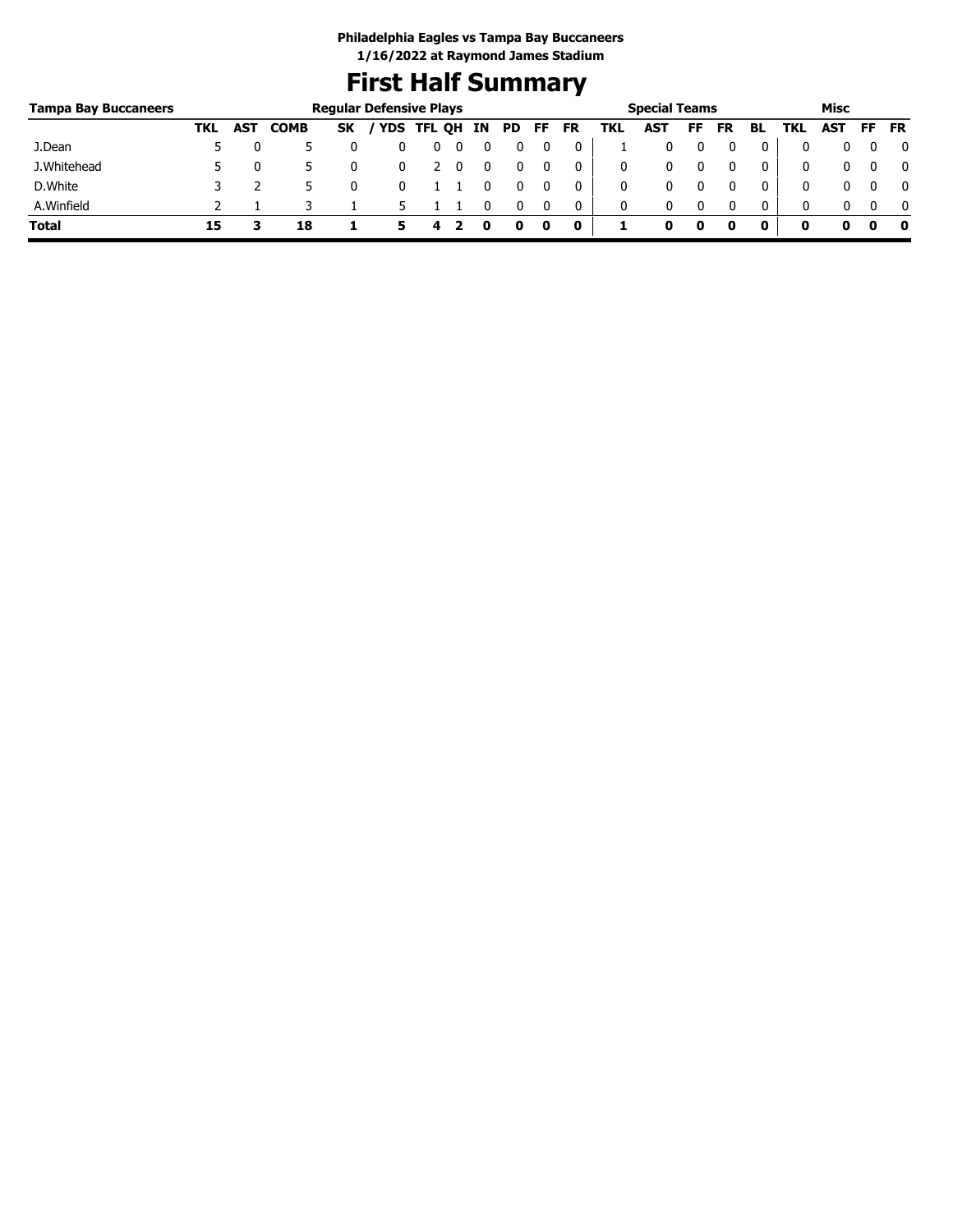**Philadelphia Eagles vs Tampa Bay Buccaneers**
**1/16/2022 at Raymond James Stadium**

# First Half Summary

| Tampa Bay Buccaneers | Regular Defensive Plays | | | | | | | | | | | Special Teams | | | | | Misc | | | |
|---|---|---|---|---|---|---|---|---|---|---|---|---|---|---|---|---|---|---|---|---|
| | TKL | AST | COMB | SK | / YDS | TFL | QH | IN | PD | FF | FR | TKL | AST | FF | FR | BL | TKL | AST | FF | FR |
| J.Dean | 5 | 0 | 5 | 0 | 0 | 0 | 0 | 0 | 0 | 0 | 0 | 1 | 0 | 0 | 0 | 0 | 0 | 0 | 0 | 0 |
| J.Whitehead | 5 | 0 | 5 | 0 | 0 | 2 | 0 | 0 | 0 | 0 | 0 | 0 | 0 | 0 | 0 | 0 | 0 | 0 | 0 | 0 |
| D.White | 3 | 2 | 5 | 0 | 0 | 1 | 1 | 0 | 0 | 0 | 0 | 0 | 0 | 0 | 0 | 0 | 0 | 0 | 0 | 0 |
| A.Winfield | 2 | 1 | 3 | 1 | 5 | 1 | 1 | 0 | 0 | 0 | 0 | 0 | 0 | 0 | 0 | 0 | 0 | 0 | 0 | 0 |
| **Total** | **15** | **3** | **18** | **1** | **5** | **4** | **2** | **0** | **0** | **0** | **0** | **1** | **0** | **0** | **0** | **0** | **0** | **0** | **0** | **0** |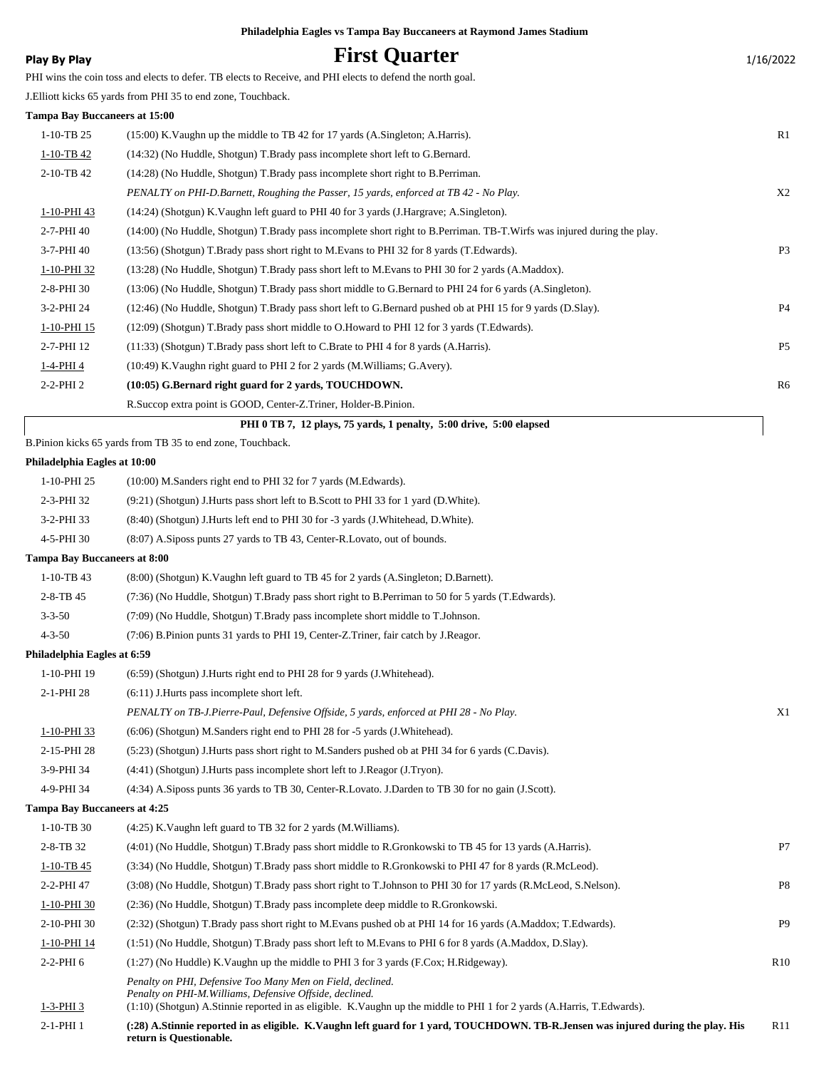Philadelphia Eagles vs Tampa Bay Buccaneers at Raymond James Stadium

**Play By Play**

# First Quarter

1/16/2022

PHI wins the coin toss and elects to defer. TB elects to Receive, and PHI elects to defend the north goal.

J.Elliott kicks 65 yards from PHI 35 to end zone, Touchback.

**Tampa Bay Buccaneers at 15:00**

| Down | Play | |
|---|---|---|
| 1-10-TB 25 | (15:00) K.Vaughn up the middle to TB 42 for 17 yards (A.Singleton; A.Harris). | R1 |
| 1-10-TB 42 | (14:32) (No Huddle, Shotgun) T.Brady pass incomplete short left to G.Bernard. | |
| 2-10-TB 42 | (14:28) (No Huddle, Shotgun) T.Brady pass incomplete short right to B.Perriman. | |
| | *PENALTY on PHI-D.Barnett, Roughing the Passer, 15 yards, enforced at TB 42 - No Play.* | X2 |
| 1-10-PHI 43 | (14:24) (Shotgun) K.Vaughn left guard to PHI 40 for 3 yards (J.Hargrave; A.Singleton). | |
| 2-7-PHI 40 | (14:00) (No Huddle, Shotgun) T.Brady pass incomplete short right to B.Perriman. TB-T.Wirfs was injured during the play. | |
| 3-7-PHI 40 | (13:56) (Shotgun) T.Brady pass short right to M.Evans to PHI 32 for 8 yards (T.Edwards). | P3 |
| 1-10-PHI 32 | (13:28) (No Huddle, Shotgun) T.Brady pass short left to M.Evans to PHI 30 for 2 yards (A.Maddox). | |
| 2-8-PHI 30 | (13:06) (No Huddle, Shotgun) T.Brady pass short middle to G.Bernard to PHI 24 for 6 yards (A.Singleton). | |
| 3-2-PHI 24 | (12:46) (No Huddle, Shotgun) T.Brady pass short left to G.Bernard pushed ob at PHI 15 for 9 yards (D.Slay). | P4 |
| 1-10-PHI 15 | (12:09) (Shotgun) T.Brady pass short middle to O.Howard to PHI 12 for 3 yards (T.Edwards). | |
| 2-7-PHI 12 | (11:33) (Shotgun) T.Brady pass short left to C.Brate to PHI 4 for 8 yards (A.Harris). | P5 |
| 1-4-PHI 4 | (10:49) K.Vaughn right guard to PHI 2 for 2 yards (M.Williams; G.Avery). | |
| 2-2-PHI 2 | **(10:05) G.Bernard right guard for 2 yards, TOUCHDOWN.** | R6 |
| | R.Succop extra point is GOOD, Center-Z.Triner, Holder-B.Pinion. | |

**PHI 0 TB 7, 12 plays, 75 yards, 1 penalty, 5:00 drive, 5:00 elapsed**

B.Pinion kicks 65 yards from TB 35 to end zone, Touchback.

**Philadelphia Eagles at 10:00**

| Down | Play | |
|---|---|---|
| 1-10-PHI 25 | (10:00) M.Sanders right end to PHI 32 for 7 yards (M.Edwards). | |
| 2-3-PHI 32 | (9:21) (Shotgun) J.Hurts pass short left to B.Scott to PHI 33 for 1 yard (D.White). | |
| 3-2-PHI 33 | (8:40) (Shotgun) J.Hurts left end to PHI 30 for -3 yards (J.Whitehead, D.White). | |
| 4-5-PHI 30 | (8:07) A.Siposs punts 27 yards to TB 43, Center-R.Lovato, out of bounds. | |

**Tampa Bay Buccaneers at 8:00**

| Down | Play | |
|---|---|---|
| 1-10-TB 43 | (8:00) (Shotgun) K.Vaughn left guard to TB 45 for 2 yards (A.Singleton; D.Barnett). | |
| 2-8-TB 45 | (7:36) (No Huddle, Shotgun) T.Brady pass short right to B.Perriman to 50 for 5 yards (T.Edwards). | |
| 3-3-50 | (7:09) (No Huddle, Shotgun) T.Brady pass incomplete short middle to T.Johnson. | |
| 4-3-50 | (7:06) B.Pinion punts 31 yards to PHI 19, Center-Z.Triner, fair catch by J.Reagor. | |

**Philadelphia Eagles at 6:59**

| Down | Play | |
|---|---|---|
| 1-10-PHI 19 | (6:59) (Shotgun) J.Hurts right end to PHI 28 for 9 yards (J.Whitehead). | |
| 2-1-PHI 28 | (6:11) J.Hurts pass incomplete short left. | |
| | *PENALTY on TB-J.Pierre-Paul, Defensive Offside, 5 yards, enforced at PHI 28 - No Play.* | X1 |
| 1-10-PHI 33 | (6:06) (Shotgun) M.Sanders right end to PHI 28 for -5 yards (J.Whitehead). | |
| 2-15-PHI 28 | (5:23) (Shotgun) J.Hurts pass short right to M.Sanders pushed ob at PHI 34 for 6 yards (C.Davis). | |
| 3-9-PHI 34 | (4:41) (Shotgun) J.Hurts pass incomplete short left to J.Reagor (J.Tryon). | |
| 4-9-PHI 34 | (4:34) A.Siposs punts 36 yards to TB 30, Center-R.Lovato. J.Darden to TB 30 for no gain (J.Scott). | |

**Tampa Bay Buccaneers at 4:25**

| Down | Play | |
|---|---|---|
| 1-10-TB 30 | (4:25) K.Vaughn left guard to TB 32 for 2 yards (M.Williams). | |
| 2-8-TB 32 | (4:01) (No Huddle, Shotgun) T.Brady pass short middle to R.Gronkowski to TB 45 for 13 yards (A.Harris). | P7 |
| 1-10-TB 45 | (3:34) (No Huddle, Shotgun) T.Brady pass short middle to R.Gronkowski to PHI 47 for 8 yards (R.McLeod). | |
| 2-2-PHI 47 | (3:08) (No Huddle, Shotgun) T.Brady pass short right to T.Johnson to PHI 30 for 17 yards (R.McLeod, S.Nelson). | P8 |
| 1-10-PHI 30 | (2:36) (No Huddle, Shotgun) T.Brady pass incomplete deep middle to R.Gronkowski. | |
| 2-10-PHI 30 | (2:32) (Shotgun) T.Brady pass short right to M.Evans pushed ob at PHI 14 for 16 yards (A.Maddox; T.Edwards). | P9 |
| 1-10-PHI 14 | (1:51) (No Huddle, Shotgun) T.Brady pass short left to M.Evans to PHI 6 for 8 yards (A.Maddox, D.Slay). | |
| 2-2-PHI 6 | (1:27) (No Huddle) K.Vaughn up the middle to PHI 3 for 3 yards (F.Cox; H.Ridgeway). | R10 |
| | *Penalty on PHI, Defensive Too Many Men on Field, declined.* *Penalty on PHI-M.Williams, Defensive Offside, declined.* | |
| 1-3-PHI 3 | (1:10) (Shotgun) A.Stinnie reported in as eligible. K.Vaughn up the middle to PHI 1 for 2 yards (A.Harris, T.Edwards). | |
| 2-1-PHI 1 | **(:28) A.Stinnie reported in as eligible. K.Vaughn left guard for 1 yard, TOUCHDOWN. TB-R.Jensen was injured during the play. His return is Questionable.** | R11 |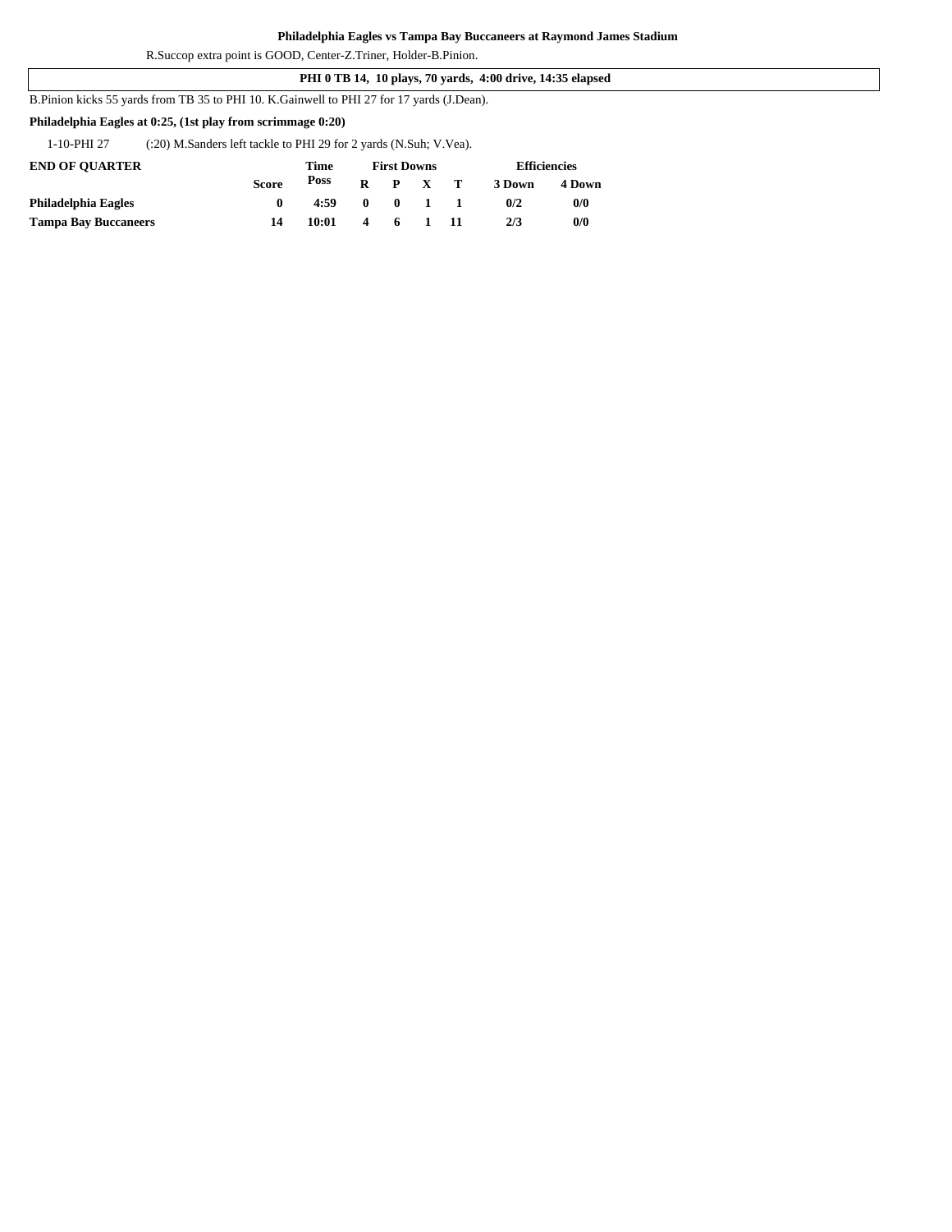R.Succop extra point is GOOD, Center-Z.Triner, Holder-B.Pinion.

**PHI 0 TB 14, 10 plays, 70 yards, 4:00 drive, 14:35 elapsed**

B.Pinion kicks 55 yards from TB 35 to PHI 10. K.Gainwell to PHI 27 for 17 yards (J.Dean).

**Philadelphia Eagles at 0:25, (1st play from scrimmage 0:20)**

| | |
|---|---|
| 1-10-PHI 27 | (:20) M.Sanders left tackle to PHI 29 for 2 yards (N.Suh; V.Vea). |

| END OF QUARTER | | Time | First Downs | | | | Efficiencies | |
|---|---|---|---|---|---|---|---|---|
| | Score | Poss | R | P | X | T | 3 Down | 4 Down |
| Philadelphia Eagles | 0 | 4:59 | 0 | 0 | 1 | 1 | 0/2 | 0/0 |
| Tampa Bay Buccaneers | 14 | 10:01 | 4 | 6 | 1 | 11 | 2/3 | 0/0 |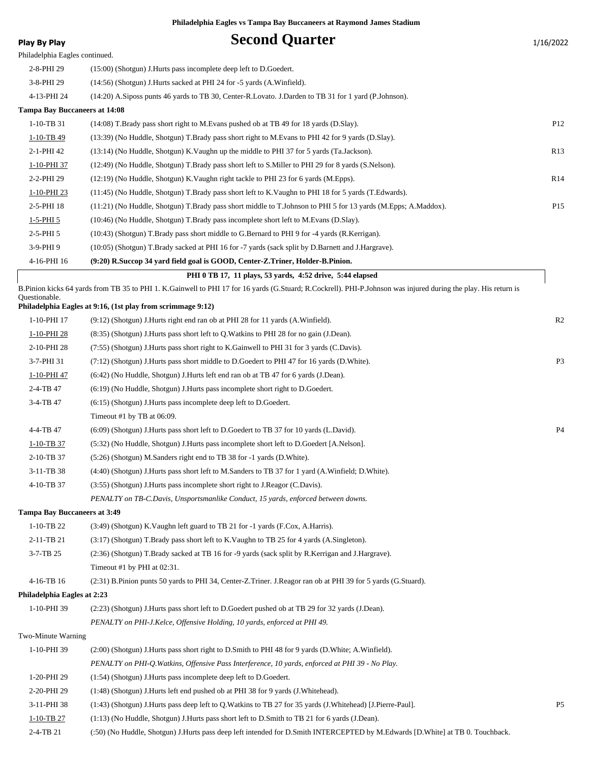**Philadelphia Eagles vs Tampa Bay Buccaneers at Raymond James Stadium**

**Play By Play**

# Second Quarter

1/16/2022

Philadelphia Eagles continued.

| | | |
|---|---|---|
| 2-8-PHI 29 | (15:00) (Shotgun) J.Hurts pass incomplete deep left to D.Goedert. | |
| 3-8-PHI 29 | (14:56) (Shotgun) J.Hurts sacked at PHI 24 for -5 yards (A.Winfield). | |
| 4-13-PHI 24 | (14:20) A.Siposs punts 46 yards to TB 30, Center-R.Lovato. J.Darden to TB 31 for 1 yard (P.Johnson). | |

**Tampa Bay Buccaneers at 14:08**

| | | |
|---|---|---|
| 1-10-TB 31 | (14:08) T.Brady pass short right to M.Evans pushed ob at TB 49 for 18 yards (D.Slay). | P12 |
| 1-10-TB 49 | (13:39) (No Huddle, Shotgun) T.Brady pass short right to M.Evans to PHI 42 for 9 yards (D.Slay). | |
| 2-1-PHI 42 | (13:14) (No Huddle, Shotgun) K.Vaughn up the middle to PHI 37 for 5 yards (Ta.Jackson). | R13 |
| 1-10-PHI 37 | (12:49) (No Huddle, Shotgun) T.Brady pass short left to S.Miller to PHI 29 for 8 yards (S.Nelson). | |
| 2-2-PHI 29 | (12:19) (No Huddle, Shotgun) K.Vaughn right tackle to PHI 23 for 6 yards (M.Epps). | R14 |
| 1-10-PHI 23 | (11:45) (No Huddle, Shotgun) T.Brady pass short left to K.Vaughn to PHI 18 for 5 yards (T.Edwards). | |
| 2-5-PHI 18 | (11:21) (No Huddle, Shotgun) T.Brady pass short middle to T.Johnson to PHI 5 for 13 yards (M.Epps; A.Maddox). | P15 |
| 1-5-PHI 5 | (10:46) (No Huddle, Shotgun) T.Brady pass incomplete short left to M.Evans (D.Slay). | |
| 2-5-PHI 5 | (10:43) (Shotgun) T.Brady pass short middle to G.Bernard to PHI 9 for -4 yards (R.Kerrigan). | |
| 3-9-PHI 9 | (10:05) (Shotgun) T.Brady sacked at PHI 16 for -7 yards (sack split by D.Barnett and J.Hargrave). | |
| 4-16-PHI 16 | **(9:20) R.Succop 34 yard field goal is GOOD, Center-Z.Triner, Holder-B.Pinion.** | |

**PHI 0 TB 17, 11 plays, 53 yards, 4:52 drive, 5:44 elapsed**

B.Pinion kicks 64 yards from TB 35 to PHI 1. K.Gainwell to PHI 17 for 16 yards (G.Stuard; R.Cockrell). PHI-P.Johnson was injured during the play. His return is Questionable.

**Philadelphia Eagles at 9:16, (1st play from scrimmage 9:12)**

| | | |
|---|---|---|
| 1-10-PHI 17 | (9:12) (Shotgun) J.Hurts right end ran ob at PHI 28 for 11 yards (A.Winfield). | R2 |
| 1-10-PHI 28 | (8:35) (Shotgun) J.Hurts pass short left to Q.Watkins to PHI 28 for no gain (J.Dean). | |
| 2-10-PHI 28 | (7:55) (Shotgun) J.Hurts pass short right to K.Gainwell to PHI 31 for 3 yards (C.Davis). | |
| 3-7-PHI 31 | (7:12) (Shotgun) J.Hurts pass short middle to D.Goedert to PHI 47 for 16 yards (D.White). | P3 |
| 1-10-PHI 47 | (6:42) (No Huddle, Shotgun) J.Hurts left end ran ob at TB 47 for 6 yards (J.Dean). | |
| 2-4-TB 47 | (6:19) (No Huddle, Shotgun) J.Hurts pass incomplete short right to D.Goedert. | |
| 3-4-TB 47 | (6:15) (Shotgun) J.Hurts pass incomplete deep left to D.Goedert. | |
| | Timeout #1 by TB at 06:09. | |
| 4-4-TB 47 | (6:09) (Shotgun) J.Hurts pass short left to D.Goedert to TB 37 for 10 yards (L.David). | P4 |
| 1-10-TB 37 | (5:32) (No Huddle, Shotgun) J.Hurts pass incomplete short left to D.Goedert [A.Nelson]. | |
| 2-10-TB 37 | (5:26) (Shotgun) M.Sanders right end to TB 38 for -1 yards (D.White). | |
| 3-11-TB 38 | (4:40) (Shotgun) J.Hurts pass short left to M.Sanders to TB 37 for 1 yard (A.Winfield; D.White). | |
| 4-10-TB 37 | (3:55) (Shotgun) J.Hurts pass incomplete short right to J.Reagor (C.Davis). | |
| | *PENALTY on TB-C.Davis, Unsportsmanlike Conduct, 15 yards, enforced between downs.* | |

**Tampa Bay Buccaneers at 3:49**

| | | |
|---|---|---|
| 1-10-TB 22 | (3:49) (Shotgun) K.Vaughn left guard to TB 21 for -1 yards (F.Cox, A.Harris). | |
| 2-11-TB 21 | (3:17) (Shotgun) T.Brady pass short left to K.Vaughn to TB 25 for 4 yards (A.Singleton). | |
| 3-7-TB 25 | (2:36) (Shotgun) T.Brady sacked at TB 16 for -9 yards (sack split by R.Kerrigan and J.Hargrave). | |
| | Timeout #1 by PHI at 02:31. | |
| 4-16-TB 16 | (2:31) B.Pinion punts 50 yards to PHI 34, Center-Z.Triner. J.Reagor ran ob at PHI 39 for 5 yards (G.Stuard). | |

**Philadelphia Eagles at 2:23**

| | | |
|---|---|---|
| 1-10-PHI 39 | (2:23) (Shotgun) J.Hurts pass short left to D.Goedert pushed ob at TB 29 for 32 yards (J.Dean). | |
| | *PENALTY on PHI-J.Kelce, Offensive Holding, 10 yards, enforced at PHI 49.* | |
| Two-Minute Warning | | |
| 1-10-PHI 39 | (2:00) (Shotgun) J.Hurts pass short right to D.Smith to PHI 48 for 9 yards (D.White; A.Winfield). | |
| | *PENALTY on PHI-Q.Watkins, Offensive Pass Interference, 10 yards, enforced at PHI 39 - No Play.* | |
| 1-20-PHI 29 | (1:54) (Shotgun) J.Hurts pass incomplete deep left to D.Goedert. | |
| 2-20-PHI 29 | (1:48) (Shotgun) J.Hurts left end pushed ob at PHI 38 for 9 yards (J.Whitehead). | |
| 3-11-PHI 38 | (1:43) (Shotgun) J.Hurts pass deep left to Q.Watkins to TB 27 for 35 yards (J.Whitehead) [J.Pierre-Paul]. | P5 |
| 1-10-TB 27 | (1:13) (No Huddle, Shotgun) J.Hurts pass short left to D.Smith to TB 21 for 6 yards (J.Dean). | |
| 2-4-TB 21 | (:50) (No Huddle, Shotgun) J.Hurts pass deep left intended for D.Smith INTERCEPTED by M.Edwards [D.White] at TB 0. Touchback. | |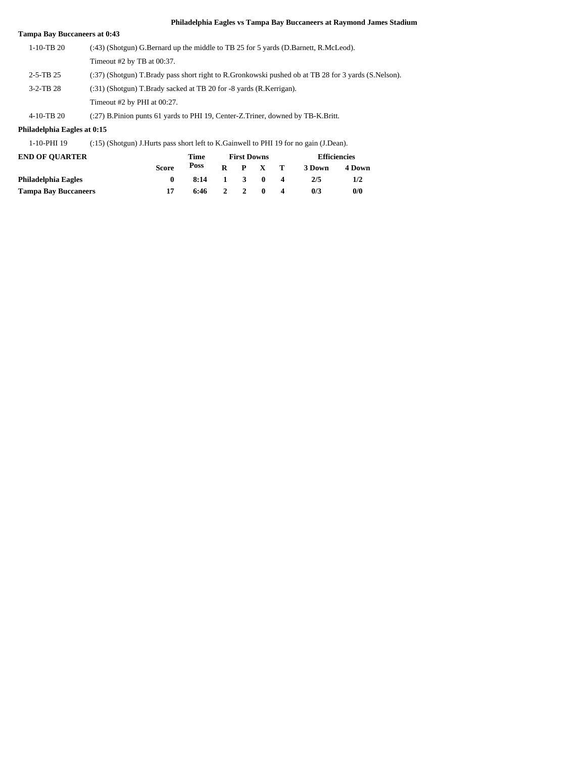**Philadelphia Eagles vs Tampa Bay Buccaneers at Raymond James Stadium**

**Tampa Bay Buccaneers at 0:43**

| | |
|---|---|
| 1-10-TB 20 | (:43) (Shotgun) G.Bernard up the middle to TB 25 for 5 yards (D.Barnett, R.McLeod). |
| | Timeout #2 by TB at 00:37. |
| 2-5-TB 25 | (:37) (Shotgun) T.Brady pass short right to R.Gronkowski pushed ob at TB 28 for 3 yards (S.Nelson). |
| 3-2-TB 28 | (:31) (Shotgun) T.Brady sacked at TB 20 for -8 yards (R.Kerrigan). |
| | Timeout #2 by PHI at 00:27. |
| 4-10-TB 20 | (:27) B.Pinion punts 61 yards to PHI 19, Center-Z.Triner, downed by TB-K.Britt. |

**Philadelphia Eagles at 0:15**

| | |
|---|---|
| 1-10-PHI 19 | (:15) (Shotgun) J.Hurts pass short left to K.Gainwell to PHI 19 for no gain (J.Dean). |

| **END OF QUARTER** | | **Time** | **First Downs** | | | | **Efficiencies** | |
|---|---|---|---|---|---|---|---|---|
| | **Score** | **Poss** | **R** | **P** | **X** | **T** | **3 Down** | **4 Down** |
| **Philadelphia Eagles** | **0** | **8:14** | **1** | **3** | **0** | **4** | **2/5** | **1/2** |
| **Tampa Bay Buccaneers** | **17** | **6:46** | **2** | **2** | **0** | **4** | **0/3** | **0/0** |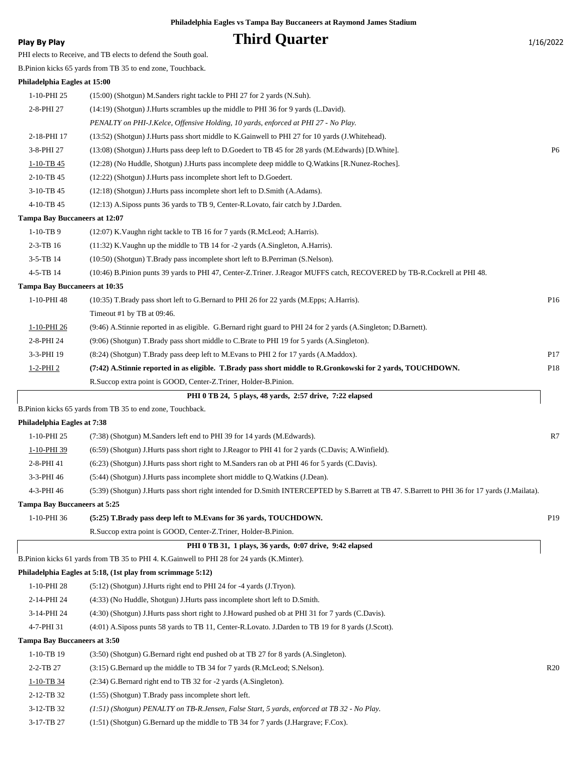**Philadelphia Eagles vs Tampa Bay Buccaneers at Raymond James Stadium**

**Play By Play**

# Third Quarter

1/16/2022

PHI elects to Receive, and TB elects to defend the South goal.

B.Pinion kicks 65 yards from TB 35 to end zone, Touchback.

**Philadelphia Eagles at 15:00**

| | | |
|---|---|---|
| 1-10-PHI 25 | (15:00) (Shotgun) M.Sanders right tackle to PHI 27 for 2 yards (N.Suh). | |
| 2-8-PHI 27 | (14:19) (Shotgun) J.Hurts scrambles up the middle to PHI 36 for 9 yards (L.David). | |
| | *PENALTY on PHI-J.Kelce, Offensive Holding, 10 yards, enforced at PHI 27 - No Play.* | |
| 2-18-PHI 17 | (13:52) (Shotgun) J.Hurts pass short middle to K.Gainwell to PHI 27 for 10 yards (J.Whitehead). | |
| 3-8-PHI 27 | (13:08) (Shotgun) J.Hurts pass deep left to D.Goedert to TB 45 for 28 yards (M.Edwards) [D.White]. | P6 |
| 1-10-TB 45 | (12:28) (No Huddle, Shotgun) J.Hurts pass incomplete deep middle to Q.Watkins [R.Nunez-Roches]. | |
| 2-10-TB 45 | (12:22) (Shotgun) J.Hurts pass incomplete short left to D.Goedert. | |
| 3-10-TB 45 | (12:18) (Shotgun) J.Hurts pass incomplete short left to D.Smith (A.Adams). | |
| 4-10-TB 45 | (12:13) A.Siposs punts 36 yards to TB 9, Center-R.Lovato, fair catch by J.Darden. | |

**Tampa Bay Buccaneers at 12:07**

| | | |
|---|---|---|
| 1-10-TB 9 | (12:07) K.Vaughn right tackle to TB 16 for 7 yards (R.McLeod; A.Harris). | |
| 2-3-TB 16 | (11:32) K.Vaughn up the middle to TB 14 for -2 yards (A.Singleton, A.Harris). | |
| 3-5-TB 14 | (10:50) (Shotgun) T.Brady pass incomplete short left to B.Perriman (S.Nelson). | |
| 4-5-TB 14 | (10:46) B.Pinion punts 39 yards to PHI 47, Center-Z.Triner. J.Reagor MUFFS catch, RECOVERED by TB-R.Cockrell at PHI 48. | |

**Tampa Bay Buccaneers at 10:35**

| | | |
|---|---|---|
| 1-10-PHI 48 | (10:35) T.Brady pass short left to G.Bernard to PHI 26 for 22 yards (M.Epps; A.Harris). | P16 |
| | Timeout #1 by TB at 09:46. | |
| 1-10-PHI 26 | (9:46) A.Stinnie reported in as eligible. G.Bernard right guard to PHI 24 for 2 yards (A.Singleton; D.Barnett). | |
| 2-8-PHI 24 | (9:06) (Shotgun) T.Brady pass short middle to C.Brate to PHI 19 for 5 yards (A.Singleton). | |
| 3-3-PHI 19 | (8:24) (Shotgun) T.Brady pass deep left to M.Evans to PHI 2 for 17 yards (A.Maddox). | P17 |
| 1-2-PHI 2 | **(7:42) A.Stinnie reported in as eligible. T.Brady pass short middle to R.Gronkowski for 2 yards, TOUCHDOWN.** | P18 |
| | R.Succop extra point is GOOD, Center-Z.Triner, Holder-B.Pinion. | |

**PHI 0 TB 24, 5 plays, 48 yards, 2:57 drive, 7:22 elapsed**

B.Pinion kicks 65 yards from TB 35 to end zone, Touchback.

**Philadelphia Eagles at 7:38**

| | | |
|---|---|---|
| 1-10-PHI 25 | (7:38) (Shotgun) M.Sanders left end to PHI 39 for 14 yards (M.Edwards). | R7 |
| 1-10-PHI 39 | (6:59) (Shotgun) J.Hurts pass short right to J.Reagor to PHI 41 for 2 yards (C.Davis; A.Winfield). | |
| 2-8-PHI 41 | (6:23) (Shotgun) J.Hurts pass short right to M.Sanders ran ob at PHI 46 for 5 yards (C.Davis). | |
| 3-3-PHI 46 | (5:44) (Shotgun) J.Hurts pass incomplete short middle to Q.Watkins (J.Dean). | |
| 4-3-PHI 46 | (5:39) (Shotgun) J.Hurts pass short right intended for D.Smith INTERCEPTED by S.Barrett at TB 47. S.Barrett to PHI 36 for 17 yards (J.Mailata). | |

**Tampa Bay Buccaneers at 5:25**

| | | |
|---|---|---|
| 1-10-PHI 36 | **(5:25) T.Brady pass deep left to M.Evans for 36 yards, TOUCHDOWN.** | P19 |
| | R.Succop extra point is GOOD, Center-Z.Triner, Holder-B.Pinion. | |

**PHI 0 TB 31, 1 plays, 36 yards, 0:07 drive, 9:42 elapsed**

B.Pinion kicks 61 yards from TB 35 to PHI 4. K.Gainwell to PHI 28 for 24 yards (K.Minter).

**Philadelphia Eagles at 5:18, (1st play from scrimmage 5:12)**

| | | |
|---|---|---|
| 1-10-PHI 28 | (5:12) (Shotgun) J.Hurts right end to PHI 24 for -4 yards (J.Tryon). | |
| 2-14-PHI 24 | (4:33) (No Huddle, Shotgun) J.Hurts pass incomplete short left to D.Smith. | |
| 3-14-PHI 24 | (4:30) (Shotgun) J.Hurts pass short right to J.Howard pushed ob at PHI 31 for 7 yards (C.Davis). | |
| 4-7-PHI 31 | (4:01) A.Siposs punts 58 yards to TB 11, Center-R.Lovato. J.Darden to TB 19 for 8 yards (J.Scott). | |

**Tampa Bay Buccaneers at 3:50**

| | | |
|---|---|---|
| 1-10-TB 19 | (3:50) (Shotgun) G.Bernard right end pushed ob at TB 27 for 8 yards (A.Singleton). | |
| 2-2-TB 27 | (3:15) G.Bernard up the middle to TB 34 for 7 yards (R.McLeod; S.Nelson). | R20 |
| 1-10-TB 34 | (2:34) G.Bernard right end to TB 32 for -2 yards (A.Singleton). | |
| 2-12-TB 32 | (1:55) (Shotgun) T.Brady pass incomplete short left. | |
| 3-12-TB 32 | *(1:51) (Shotgun) PENALTY on TB-R.Jensen, False Start, 5 yards, enforced at TB 32 - No Play.* | |
| 3-17-TB 27 | (1:51) (Shotgun) G.Bernard up the middle to TB 34 for 7 yards (J.Hargrave; F.Cox). | |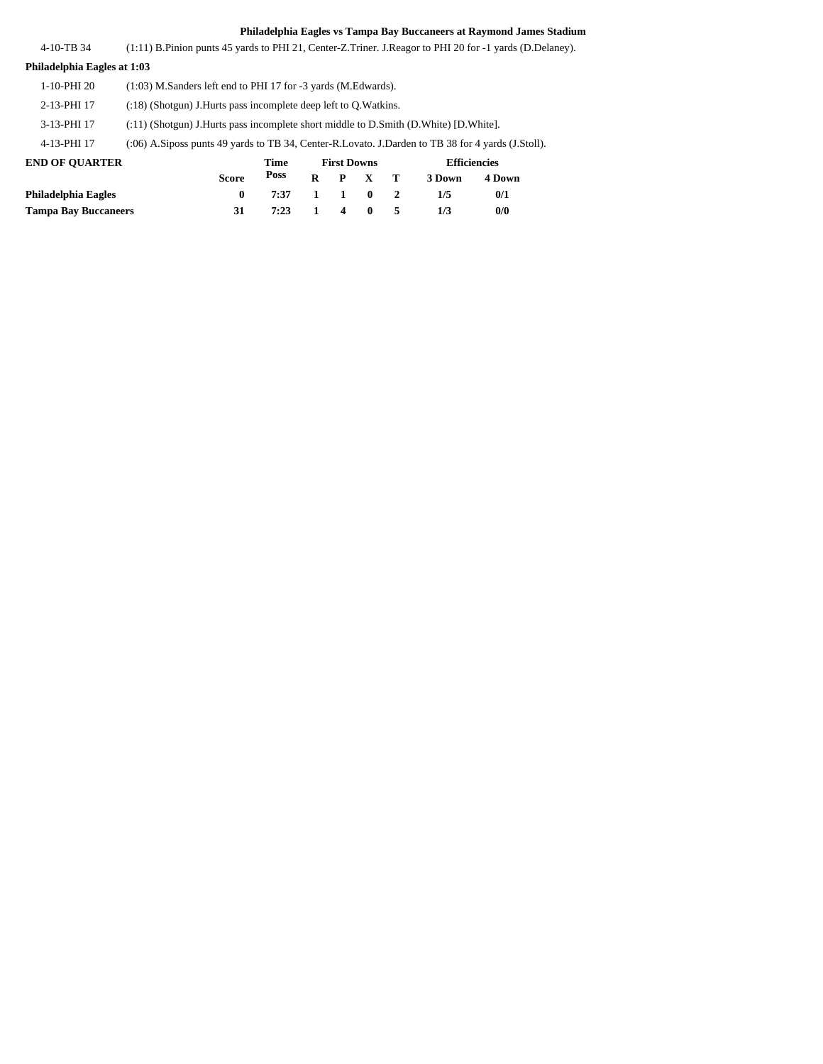**Philadelphia Eagles vs Tampa Bay Buccaneers at Raymond James Stadium**

| | |
|---|---|
| 4-10-TB 34 | (1:11) B.Pinion punts 45 yards to PHI 21, Center-Z.Triner. J.Reagor to PHI 20 for -1 yards (D.Delaney). |

**Philadelphia Eagles at 1:03**

| | |
|---|---|
| 1-10-PHI 20 | (1:03) M.Sanders left end to PHI 17 for -3 yards (M.Edwards). |
| 2-13-PHI 17 | (:18) (Shotgun) J.Hurts pass incomplete deep left to Q.Watkins. |
| 3-13-PHI 17 | (:11) (Shotgun) J.Hurts pass incomplete short middle to D.Smith (D.White) [D.White]. |
| 4-13-PHI 17 | (:06) A.Siposs punts 49 yards to TB 34, Center-R.Lovato. J.Darden to TB 38 for 4 yards (J.Stoll). |

| END OF QUARTER | | Time | First Downs | | | | Efficiencies | |
|---|---|---|---|---|---|---|---|---|
| | Score | Poss | R | P | X | T | 3 Down | 4 Down |
| **Philadelphia Eagles** | 0 | 7:37 | 1 | 1 | 0 | 2 | 1/5 | 0/1 |
| **Tampa Bay Buccaneers** | 31 | 7:23 | 1 | 4 | 0 | 5 | 1/3 | 0/0 |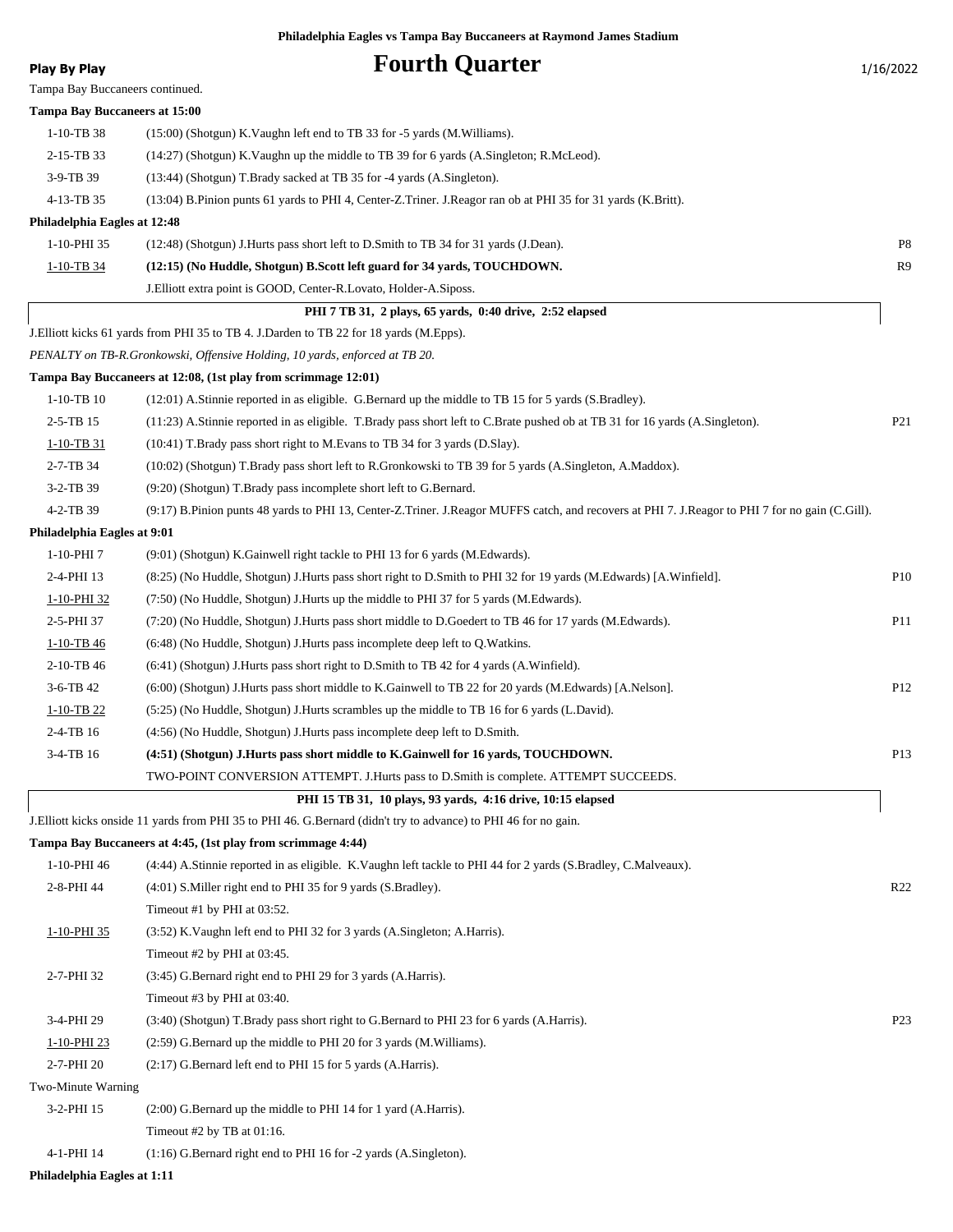Philadelphia Eagles vs Tampa Bay Buccaneers at Raymond James Stadium

**Play By Play**

# Fourth Quarter

1/16/2022

Tampa Bay Buccaneers continued.

**Tampa Bay Buccaneers at 15:00**

| | | |
|---|---|---|
| 1-10-TB 38 | (15:00) (Shotgun) K.Vaughn left end to TB 33 for -5 yards (M.Williams). | |
| 2-15-TB 33 | (14:27) (Shotgun) K.Vaughn up the middle to TB 39 for 6 yards (A.Singleton; R.McLeod). | |
| 3-9-TB 39 | (13:44) (Shotgun) T.Brady sacked at TB 35 for -4 yards (A.Singleton). | |
| 4-13-TB 35 | (13:04) B.Pinion punts 61 yards to PHI 4, Center-Z.Triner. J.Reagor ran ob at PHI 35 for 31 yards (K.Britt). | |

**Philadelphia Eagles at 12:48**

| | | |
|---|---|---|
| 1-10-PHI 35 | (12:48) (Shotgun) J.Hurts pass short left to D.Smith to TB 34 for 31 yards (J.Dean). | P8 |
| 1-10-TB 34 | **(12:15) (No Huddle, Shotgun) B.Scott left guard for 34 yards, TOUCHDOWN.** | R9 |
| | J.Elliott extra point is GOOD, Center-R.Lovato, Holder-A.Siposs. | |

**PHI 7 TB 31, 2 plays, 65 yards, 0:40 drive, 2:52 elapsed**

J.Elliott kicks 61 yards from PHI 35 to TB 4. J.Darden to TB 22 for 18 yards (M.Epps).

*PENALTY on TB-R.Gronkowski, Offensive Holding, 10 yards, enforced at TB 20.*

**Tampa Bay Buccaneers at 12:08, (1st play from scrimmage 12:01)**

| | | |
|---|---|---|
| 1-10-TB 10 | (12:01) A.Stinnie reported in as eligible. G.Bernard up the middle to TB 15 for 5 yards (S.Bradley). | |
| 2-5-TB 15 | (11:23) A.Stinnie reported in as eligible. T.Brady pass short left to C.Brate pushed ob at TB 31 for 16 yards (A.Singleton). | P21 |
| 1-10-TB 31 | (10:41) T.Brady pass short right to M.Evans to TB 34 for 3 yards (D.Slay). | |
| 2-7-TB 34 | (10:02) (Shotgun) T.Brady pass short left to R.Gronkowski to TB 39 for 5 yards (A.Singleton, A.Maddox). | |
| 3-2-TB 39 | (9:20) (Shotgun) T.Brady pass incomplete short left to G.Bernard. | |
| 4-2-TB 39 | (9:17) B.Pinion punts 48 yards to PHI 13, Center-Z.Triner. J.Reagor MUFFS catch, and recovers at PHI 7. J.Reagor to PHI 7 for no gain (C.Gill). | |

**Philadelphia Eagles at 9:01**

| | | |
|---|---|---|
| 1-10-PHI 7 | (9:01) (Shotgun) K.Gainwell right tackle to PHI 13 for 6 yards (M.Edwards). | |
| 2-4-PHI 13 | (8:25) (No Huddle, Shotgun) J.Hurts pass short right to D.Smith to PHI 32 for 19 yards (M.Edwards) [A.Winfield]. | P10 |
| 1-10-PHI 32 | (7:50) (No Huddle, Shotgun) J.Hurts up the middle to PHI 37 for 5 yards (M.Edwards). | |
| 2-5-PHI 37 | (7:20) (No Huddle, Shotgun) J.Hurts pass short middle to D.Goedert to TB 46 for 17 yards (M.Edwards). | P11 |
| 1-10-TB 46 | (6:48) (No Huddle, Shotgun) J.Hurts pass incomplete deep left to Q.Watkins. | |
| 2-10-TB 46 | (6:41) (Shotgun) J.Hurts pass short right to D.Smith to TB 42 for 4 yards (A.Winfield). | |
| 3-6-TB 42 | (6:00) (Shotgun) J.Hurts pass short middle to K.Gainwell to TB 22 for 20 yards (M.Edwards) [A.Nelson]. | P12 |
| 1-10-TB 22 | (5:25) (No Huddle, Shotgun) J.Hurts scrambles up the middle to TB 16 for 6 yards (L.David). | |
| 2-4-TB 16 | (4:56) (No Huddle, Shotgun) J.Hurts pass incomplete deep left to D.Smith. | |
| 3-4-TB 16 | **(4:51) (Shotgun) J.Hurts pass short middle to K.Gainwell for 16 yards, TOUCHDOWN.** | P13 |
| | TWO-POINT CONVERSION ATTEMPT. J.Hurts pass to D.Smith is complete. ATTEMPT SUCCEEDS. | |

**PHI 15 TB 31, 10 plays, 93 yards, 4:16 drive, 10:15 elapsed**

J.Elliott kicks onside 11 yards from PHI 35 to PHI 46. G.Bernard (didn't try to advance) to PHI 46 for no gain.

**Tampa Bay Buccaneers at 4:45, (1st play from scrimmage 4:44)**

| | | |
|---|---|---|
| 1-10-PHI 46 | (4:44) A.Stinnie reported in as eligible. K.Vaughn left tackle to PHI 44 for 2 yards (S.Bradley, C.Malveaux). | |
| 2-8-PHI 44 | (4:01) S.Miller right end to PHI 35 for 9 yards (S.Bradley). | R22 |
| | Timeout #1 by PHI at 03:52. | |
| 1-10-PHI 35 | (3:52) K.Vaughn left end to PHI 32 for 3 yards (A.Singleton; A.Harris). | |
| | Timeout #2 by PHI at 03:45. | |
| 2-7-PHI 32 | (3:45) G.Bernard right end to PHI 29 for 3 yards (A.Harris). | |
| | Timeout #3 by PHI at 03:40. | |
| 3-4-PHI 29 | (3:40) (Shotgun) T.Brady pass short right to G.Bernard to PHI 23 for 6 yards (A.Harris). | P23 |
| 1-10-PHI 23 | (2:59) G.Bernard up the middle to PHI 20 for 3 yards (M.Williams). | |
| 2-7-PHI 20 | (2:17) G.Bernard left end to PHI 15 for 5 yards (A.Harris). | |
| Two-Minute Warning | | |
| 3-2-PHI 15 | (2:00) G.Bernard up the middle to PHI 14 for 1 yard (A.Harris). | |
| | Timeout #2 by TB at 01:16. | |
| 4-1-PHI 14 | (1:16) G.Bernard right end to PHI 16 for -2 yards (A.Singleton). | |

**Philadelphia Eagles at 1:11**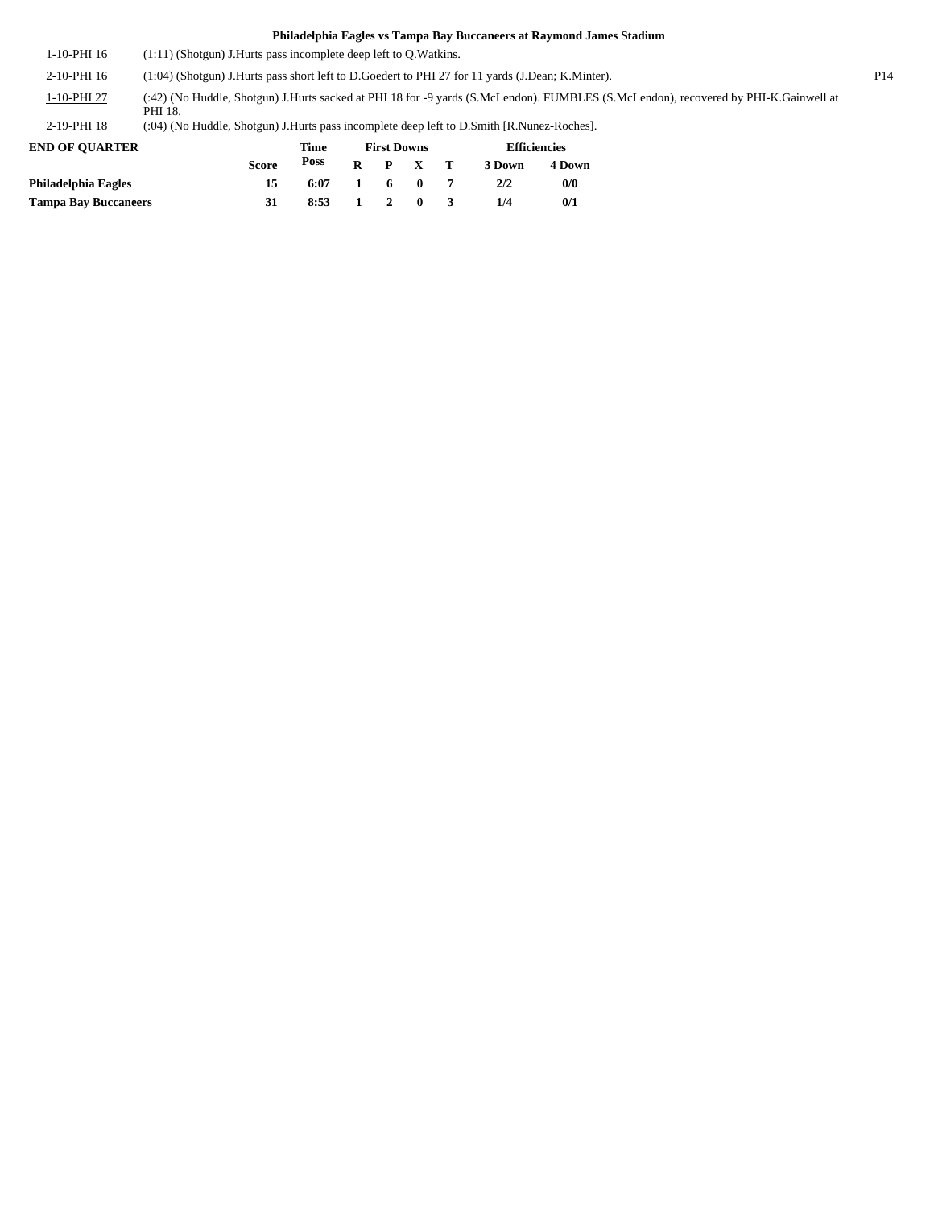**Philadelphia Eagles vs Tampa Bay Buccaneers at Raymond James Stadium**

| | | |
|---|---|---|
| 1-10-PHI 16 | (1:11) (Shotgun) J.Hurts pass incomplete deep left to Q.Watkins. | |
| 2-10-PHI 16 | (1:04) (Shotgun) J.Hurts pass short left to D.Goedert to PHI 27 for 11 yards (J.Dean; K.Minter). | P14 |
| 1-10-PHI 27 | (:42) (No Huddle, Shotgun) J.Hurts sacked at PHI 18 for -9 yards (S.McLendon). FUMBLES (S.McLendon), recovered by PHI-K.Gainwell at PHI 18. | |
| 2-19-PHI 18 | (:04) (No Huddle, Shotgun) J.Hurts pass incomplete deep left to D.Smith [R.Nunez-Roches]. | |

| END OF QUARTER | Score | Time Poss | First Downs R | P | X | T | Efficiencies 3 Down | 4 Down |
|---|---|---|---|---|---|---|---|---|
| Philadelphia Eagles | 15 | 6:07 | 1 | 6 | 0 | 7 | 2/2 | 0/0 |
| Tampa Bay Buccaneers | 31 | 8:53 | 1 | 2 | 0 | 3 | 1/4 | 0/1 |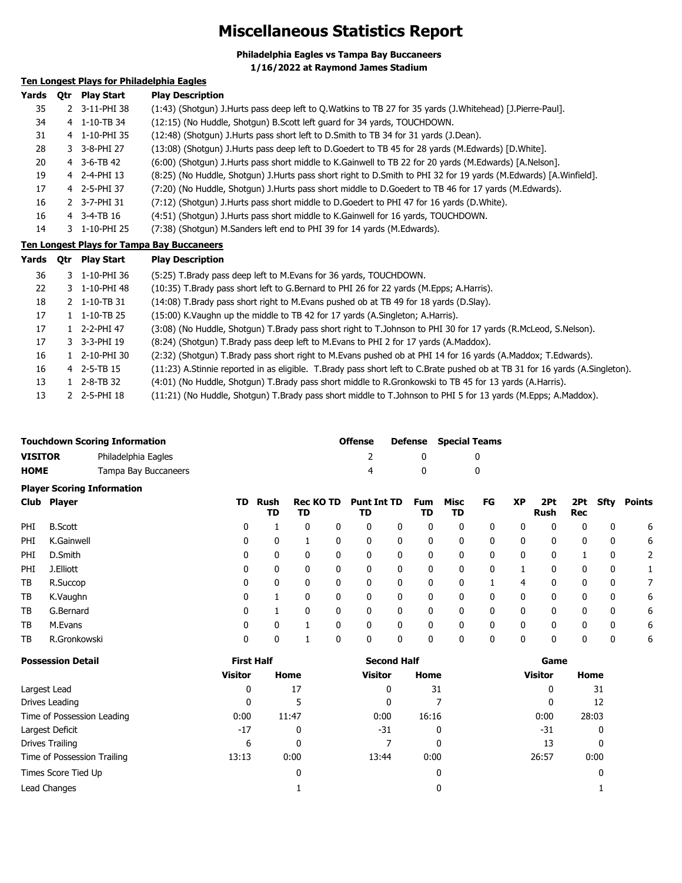# Miscellaneous Statistics Report

**Philadelphia Eagles vs Tampa Bay Buccaneers**
**1/16/2022 at Raymond James Stadium**

## Ten Longest Plays for Philadelphia Eagles

| Yards | Qtr | Play Start | Play Description |
|---|---|---|---|
| 35 | 2 | 3-11-PHI 38 | (1:43) (Shotgun) J.Hurts pass deep left to Q.Watkins to TB 27 for 35 yards (J.Whitehead) [J.Pierre-Paul]. |
| 34 | 4 | 1-10-TB 34 | (12:15) (No Huddle, Shotgun) B.Scott left guard for 34 yards, TOUCHDOWN. |
| 31 | 4 | 1-10-PHI 35 | (12:48) (Shotgun) J.Hurts pass short left to D.Smith to TB 34 for 31 yards (J.Dean). |
| 28 | 3 | 3-8-PHI 27 | (13:08) (Shotgun) J.Hurts pass deep left to D.Goedert to TB 45 for 28 yards (M.Edwards) [D.White]. |
| 20 | 4 | 3-6-TB 42 | (6:00) (Shotgun) J.Hurts pass short middle to K.Gainwell to TB 22 for 20 yards (M.Edwards) [A.Nelson]. |
| 19 | 4 | 2-4-PHI 13 | (8:25) (No Huddle, Shotgun) J.Hurts pass short right to D.Smith to PHI 32 for 19 yards (M.Edwards) [A.Winfield]. |
| 17 | 4 | 2-5-PHI 37 | (7:20) (No Huddle, Shotgun) J.Hurts pass short middle to D.Goedert to TB 46 for 17 yards (M.Edwards). |
| 16 | 2 | 3-7-PHI 31 | (7:12) (Shotgun) J.Hurts pass short middle to D.Goedert to PHI 47 for 16 yards (D.White). |
| 16 | 4 | 3-4-TB 16 | (4:51) (Shotgun) J.Hurts pass short middle to K.Gainwell for 16 yards, TOUCHDOWN. |
| 14 | 3 | 1-10-PHI 25 | (7:38) (Shotgun) M.Sanders left end to PHI 39 for 14 yards (M.Edwards). |

## Ten Longest Plays for Tampa Bay Buccaneers

| Yards | Qtr | Play Start | Play Description |
|---|---|---|---|
| 36 | 3 | 1-10-PHI 36 | (5:25) T.Brady pass deep left to M.Evans for 36 yards, TOUCHDOWN. |
| 22 | 3 | 1-10-PHI 48 | (10:35) T.Brady pass short left to G.Bernard to PHI 26 for 22 yards (M.Epps; A.Harris). |
| 18 | 2 | 1-10-TB 31 | (14:08) T.Brady pass short right to M.Evans pushed ob at TB 49 for 18 yards (D.Slay). |
| 17 | 1 | 1-10-TB 25 | (15:00) K.Vaughn up the middle to TB 42 for 17 yards (A.Singleton; A.Harris). |
| 17 | 1 | 2-2-PHI 47 | (3:08) (No Huddle, Shotgun) T.Brady pass short right to T.Johnson to PHI 30 for 17 yards (R.McLeod, S.Nelson). |
| 17 | 3 | 3-3-PHI 19 | (8:24) (Shotgun) T.Brady pass deep left to M.Evans to PHI 2 for 17 yards (A.Maddox). |
| 16 | 1 | 2-10-PHI 30 | (2:32) (Shotgun) T.Brady pass short right to M.Evans pushed ob at PHI 14 for 16 yards (A.Maddox; T.Edwards). |
| 16 | 4 | 2-5-TB 15 | (11:23) A.Stinnie reported in as eligible. T.Brady pass short left to C.Brate pushed ob at TB 31 for 16 yards (A.Singleton). |
| 13 | 1 | 2-8-TB 32 | (4:01) (No Huddle, Shotgun) T.Brady pass short middle to R.Gronkowski to TB 45 for 13 yards (A.Harris). |
| 13 | 2 | 2-5-PHI 18 | (11:21) (No Huddle, Shotgun) T.Brady pass short middle to T.Johnson to PHI 5 for 13 yards (M.Epps; A.Maddox). |

## Touchdown Scoring Information

| | | Offense | Defense | Special Teams |
|---|---|---|---|---|
| **VISITOR** | Philadelphia Eagles | 2 | 0 | 0 |
| **HOME** | Tampa Bay Buccaneers | 4 | 0 | 0 |

## Player Scoring Information

| Club | Player | TD | Rush TD | Rec TD | KO TD | Punt TD | Int TD | Fum TD | Misc TD | FG | XP | 2Pt Rush | 2Pt Rec | Sfty | Points |
|---|---|---|---|---|---|---|---|---|---|---|---|---|---|---|---|
| PHI | B.Scott | 0 | 1 | 0 | 0 | 0 | 0 | 0 | 0 | 0 | 0 | 0 | 0 | 0 | 6 |
| PHI | K.Gainwell | 0 | 0 | 1 | 0 | 0 | 0 | 0 | 0 | 0 | 0 | 0 | 0 | 0 | 6 |
| PHI | D.Smith | 0 | 0 | 0 | 0 | 0 | 0 | 0 | 0 | 0 | 0 | 0 | 1 | 0 | 2 |
| PHI | J.Elliott | 0 | 0 | 0 | 0 | 0 | 0 | 0 | 0 | 0 | 1 | 0 | 0 | 0 | 1 |
| TB | R.Succop | 0 | 0 | 0 | 0 | 0 | 0 | 0 | 0 | 1 | 4 | 0 | 0 | 0 | 7 |
| TB | K.Vaughn | 0 | 1 | 0 | 0 | 0 | 0 | 0 | 0 | 0 | 0 | 0 | 0 | 0 | 6 |
| TB | G.Bernard | 0 | 1 | 0 | 0 | 0 | 0 | 0 | 0 | 0 | 0 | 0 | 0 | 0 | 6 |
| TB | M.Evans | 0 | 0 | 1 | 0 | 0 | 0 | 0 | 0 | 0 | 0 | 0 | 0 | 0 | 6 |
| TB | R.Gronkowski | 0 | 0 | 1 | 0 | 0 | 0 | 0 | 0 | 0 | 0 | 0 | 0 | 0 | 6 |

## Possession Detail

| | First Half | | Second Half | | Game | |
|---|---|---|---|---|---|---|
| | Visitor | Home | Visitor | Home | Visitor | Home |
| Largest Lead | 0 | 17 | 0 | 31 | 0 | 31 |
| Drives Leading | 0 | 5 | 0 | 7 | 0 | 12 |
| Time of Possession Leading | 0:00 | 11:47 | 0:00 | 16:16 | 0:00 | 28:03 |
| Largest Deficit | -17 | 0 | -31 | 0 | -31 | 0 |
| Drives Trailing | 6 | 0 | 7 | 0 | 13 | 0 |
| Time of Possession Trailing | 13:13 | 0:00 | 13:44 | 0:00 | 26:57 | 0:00 |
| Times Score Tied Up | | 0 | | 0 | | 0 |
| Lead Changes | | 1 | | 0 | | 1 |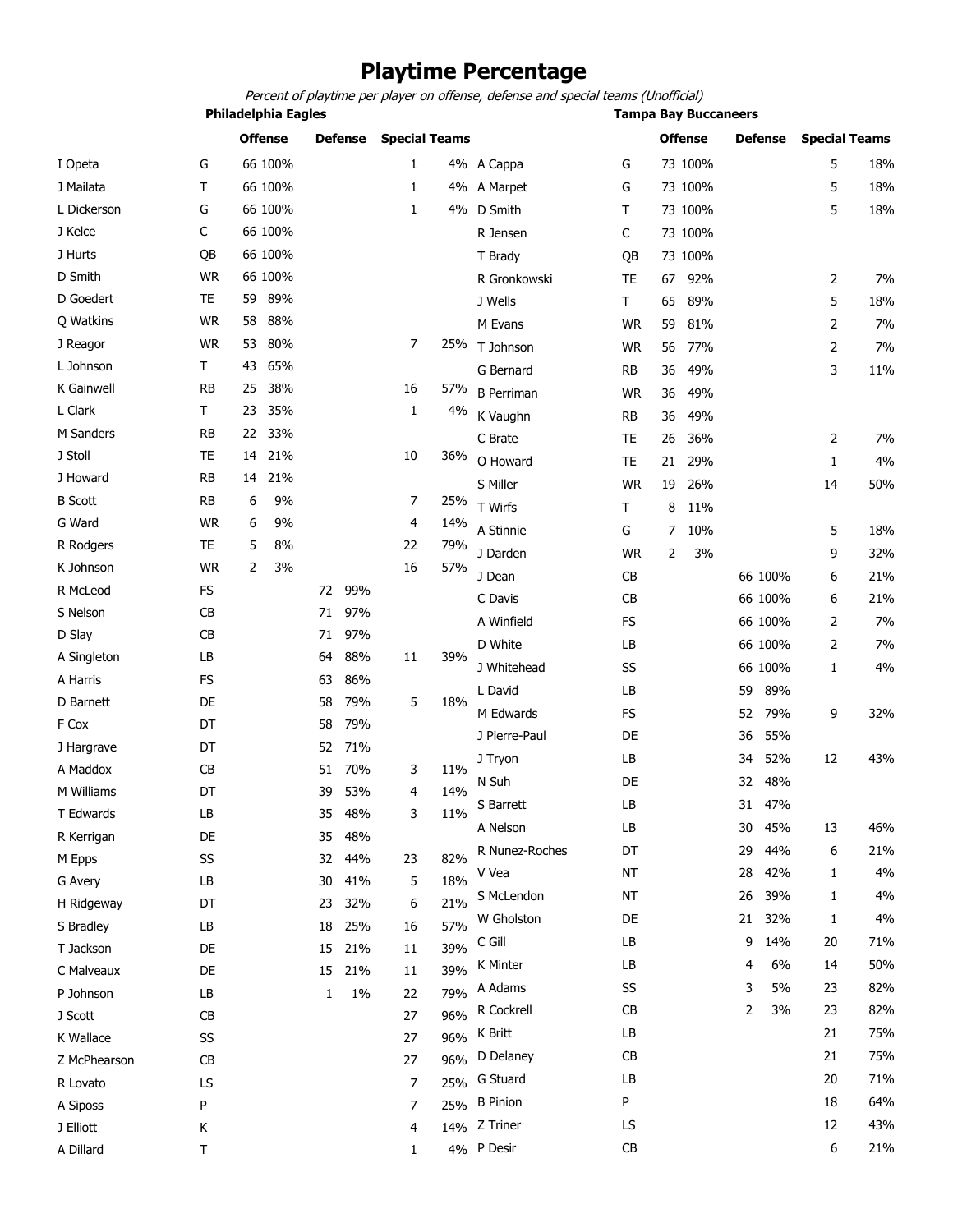# Playtime Percentage

*Percent of playtime per player on offense, defense and special teams (Unofficial)*

## Philadelphia Eagles

| Player | Pos | Offense | | Defense | | Special Teams | |
|---|---|---|---|---|---|---|---|
| I Opeta | G | 66 | 100% | | | 1 | 4% |
| J Mailata | T | 66 | 100% | | | 1 | 4% |
| L Dickerson | G | 66 | 100% | | | 1 | 4% |
| J Kelce | C | 66 | 100% | | | | |
| J Hurts | QB | 66 | 100% | | | | |
| D Smith | WR | 66 | 100% | | | | |
| D Goedert | TE | 59 | 89% | | | | |
| Q Watkins | WR | 58 | 88% | | | | |
| J Reagor | WR | 53 | 80% | | | 7 | 25% |
| L Johnson | T | 43 | 65% | | | | |
| K Gainwell | RB | 25 | 38% | | | 16 | 57% |
| L Clark | T | 23 | 35% | | | 1 | 4% |
| M Sanders | RB | 22 | 33% | | | | |
| J Stoll | TE | 14 | 21% | | | 10 | 36% |
| J Howard | RB | 14 | 21% | | | | |
| B Scott | RB | 6 | 9% | | | 7 | 25% |
| G Ward | WR | 6 | 9% | | | 4 | 14% |
| R Rodgers | TE | 5 | 8% | | | 22 | 79% |
| K Johnson | WR | 2 | 3% | | | 16 | 57% |
| R McLeod | FS | | | 72 | 99% | | |
| S Nelson | CB | | | 71 | 97% | | |
| D Slay | CB | | | 71 | 97% | | |
| A Singleton | LB | | | 64 | 88% | 11 | 39% |
| A Harris | FS | | | 63 | 86% | | |
| D Barnett | DE | | | 58 | 79% | 5 | 18% |
| F Cox | DT | | | 58 | 79% | | |
| J Hargrave | DT | | | 52 | 71% | | |
| A Maddox | CB | | | 51 | 70% | 3 | 11% |
| M Williams | DT | | | 39 | 53% | 4 | 14% |
| T Edwards | LB | | | 35 | 48% | 3 | 11% |
| R Kerrigan | DE | | | 35 | 48% | | |
| M Epps | SS | | | 32 | 44% | 23 | 82% |
| G Avery | LB | | | 30 | 41% | 5 | 18% |
| H Ridgeway | DT | | | 23 | 32% | 6 | 21% |
| S Bradley | LB | | | 18 | 25% | 16 | 57% |
| T Jackson | DE | | | 15 | 21% | 11 | 39% |
| C Malveaux | DE | | | 15 | 21% | 11 | 39% |
| P Johnson | LB | | | 1 | 1% | 22 | 79% |
| J Scott | CB | | | | | 27 | 96% |
| K Wallace | SS | | | | | 27 | 96% |
| Z McPhearson | CB | | | | | 27 | 96% |
| R Lovato | LS | | | | | 7 | 25% |
| A Siposs | P | | | | | 7 | 25% |
| J Elliott | K | | | | | 4 | 14% |
| A Dillard | T | | | | | 1 | 4% |

## Tampa Bay Buccaneers

| Player | Pos | Offense | | Defense | | Special Teams | |
|---|---|---|---|---|---|---|---|
| A Cappa | G | 73 | 100% | | | 5 | 18% |
| A Marpet | G | 73 | 100% | | | 5 | 18% |
| D Smith | T | 73 | 100% | | | 5 | 18% |
| R Jensen | C | 73 | 100% | | | | |
| T Brady | QB | 73 | 100% | | | | |
| R Gronkowski | TE | 67 | 92% | | | 2 | 7% |
| J Wells | T | 65 | 89% | | | 5 | 18% |
| M Evans | WR | 59 | 81% | | | 2 | 7% |
| T Johnson | WR | 56 | 77% | | | 2 | 7% |
| G Bernard | RB | 36 | 49% | | | 3 | 11% |
| B Perriman | WR | 36 | 49% | | | | |
| K Vaughn | RB | 36 | 49% | | | | |
| C Brate | TE | 26 | 36% | | | 2 | 7% |
| O Howard | TE | 21 | 29% | | | 1 | 4% |
| S Miller | WR | 19 | 26% | | | 14 | 50% |
| T Wirfs | T | 8 | 11% | | | | |
| A Stinnie | G | 7 | 10% | | | 5 | 18% |
| J Darden | WR | 2 | 3% | | | 9 | 32% |
| J Dean | CB | | | 66 | 100% | 6 | 21% |
| C Davis | CB | | | 66 | 100% | 6 | 21% |
| A Winfield | FS | | | 66 | 100% | 2 | 7% |
| D White | LB | | | 66 | 100% | 2 | 7% |
| J Whitehead | SS | | | 66 | 100% | 1 | 4% |
| L David | LB | | | 59 | 89% | | |
| M Edwards | FS | | | 52 | 79% | 9 | 32% |
| J Pierre-Paul | DE | | | 36 | 55% | | |
| J Tryon | LB | | | 34 | 52% | 12 | 43% |
| N Suh | DE | | | 32 | 48% | | |
| S Barrett | LB | | | 31 | 47% | | |
| A Nelson | LB | | | 30 | 45% | 13 | 46% |
| R Nunez-Roches | DT | | | 29 | 44% | 6 | 21% |
| V Vea | NT | | | 28 | 42% | 1 | 4% |
| S McLendon | NT | | | 26 | 39% | 1 | 4% |
| W Gholston | DE | | | 21 | 32% | 1 | 4% |
| C Gill | LB | | | 9 | 14% | 20 | 71% |
| K Minter | LB | | | 4 | 6% | 14 | 50% |
| A Adams | SS | | | 3 | 5% | 23 | 82% |
| R Cockrell | CB | | | 2 | 3% | 23 | 82% |
| K Britt | LB | | | | | 21 | 75% |
| D Delaney | CB | | | | | 21 | 75% |
| G Stuard | LB | | | | | 20 | 71% |
| B Pinion | P | | | | | 18 | 64% |
| Z Triner | LS | | | | | 12 | 43% |
| P Desir | CB | | | | | 6 | 21% |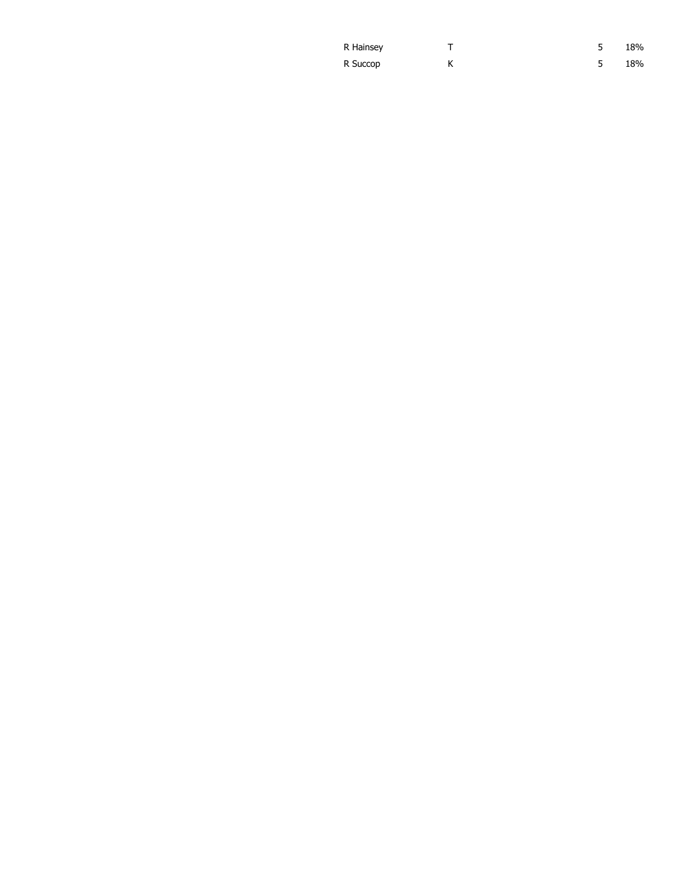| | | | |
|---|---|---|---|
| R Hainsey | T | 5 | 18% |
| R Succop | K | 5 | 18% |